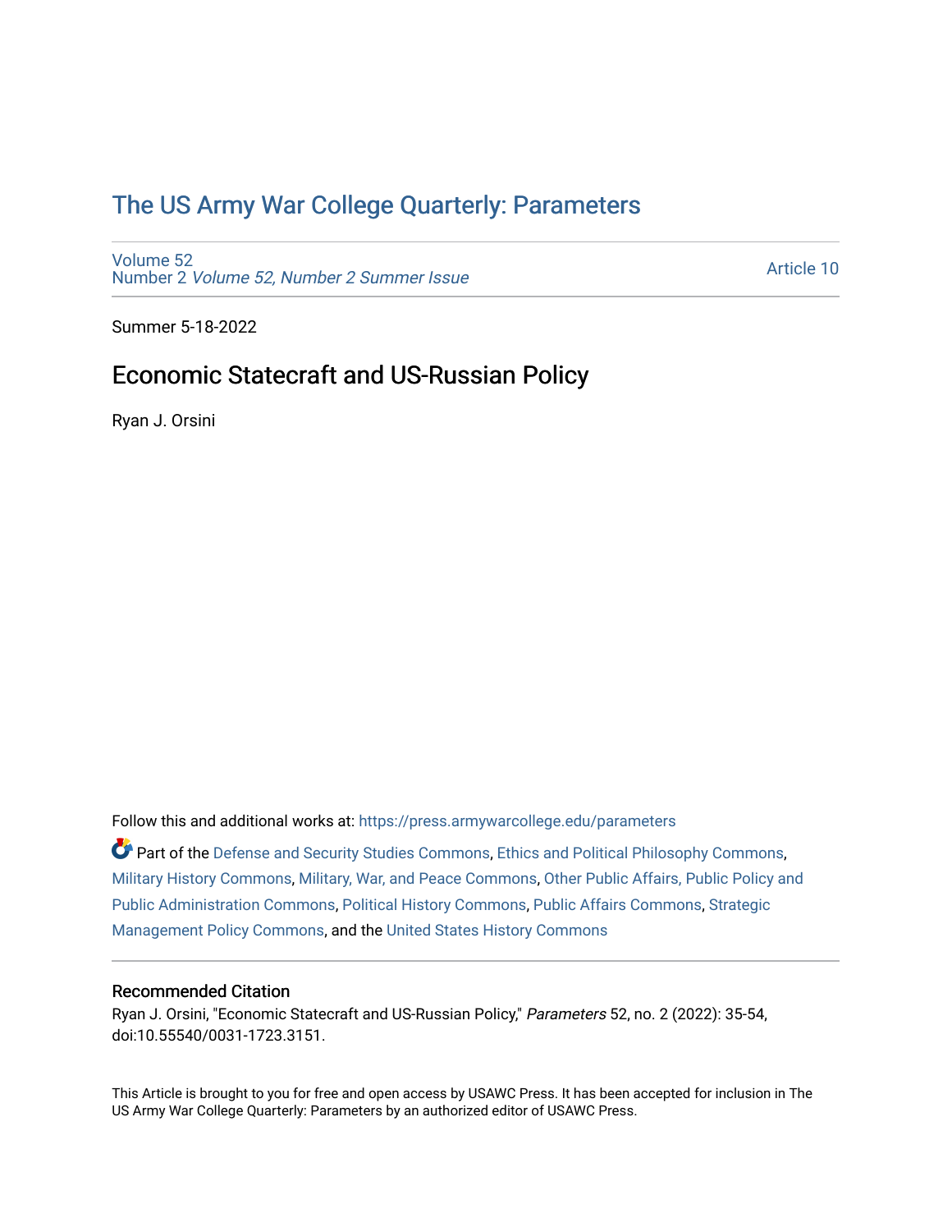# The US Army War College Quarterly: Parameters

Volume 52
Number 2 *Volume 52, Number 2 Summer Issue*

Article 10

Summer 5-18-2022

## Economic Statecraft and US-Russian Policy

Ryan J. Orsini

Follow this and additional works at: https://press.armywarcollege.edu/parameters

Part of the Defense and Security Studies Commons, Ethics and Political Philosophy Commons, Military History Commons, Military, War, and Peace Commons, Other Public Affairs, Public Policy and Public Administration Commons, Political History Commons, Public Affairs Commons, Strategic Management Policy Commons, and the United States History Commons

### Recommended Citation

Ryan J. Orsini, "Economic Statecraft and US-Russian Policy," *Parameters* 52, no. 2 (2022): 35-54, doi:10.55540/0031-1723.3151.

This Article is brought to you for free and open access by USAWC Press. It has been accepted for inclusion in The US Army War College Quarterly: Parameters by an authorized editor of USAWC Press.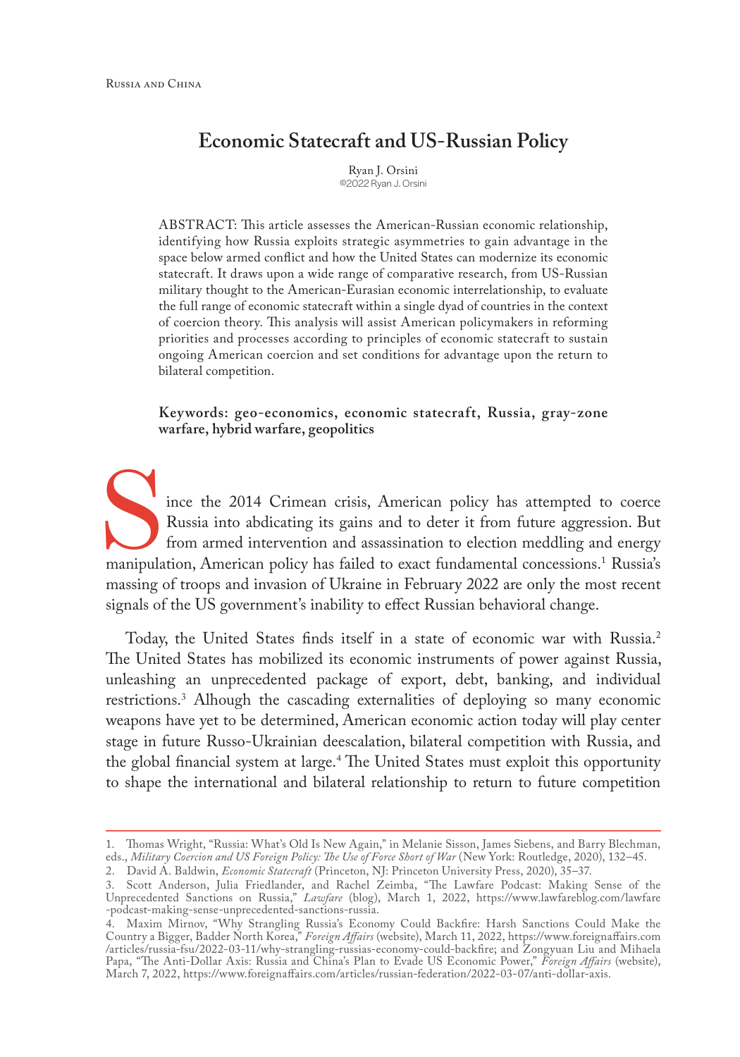# Economic Statecraft and US-Russian Policy

Ryan J. Orsini
©2022 Ryan J. Orsini

ABSTRACT: This article assesses the American-Russian economic relationship, identifying how Russia exploits strategic asymmetries to gain advantage in the space below armed conflict and how the United States can modernize its economic statecraft. It draws upon a wide range of comparative research, from US-Russian military thought to the American-Eurasian economic interrelationship, to evaluate the full range of economic statecraft within a single dyad of countries in the context of coercion theory. This analysis will assist American policymakers in reforming priorities and processes according to principles of economic statecraft to sustain ongoing American coercion and set conditions for advantage upon the return to bilateral competition.

**Keywords: geo-economics, economic statecraft, Russia, gray-zone warfare, hybrid warfare, geopolitics**

Since the 2014 Crimean crisis, American policy has attempted to coerce Russia into abdicating its gains and to deter it from future aggression. But from armed intervention and assassination to election meddling and energy manipulation, American policy has failed to exact fundamental concessions.[1] Russia's massing of troops and invasion of Ukraine in February 2022 are only the most recent signals of the US government's inability to effect Russian behavioral change.

Today, the United States finds itself in a state of economic war with Russia.[2] The United States has mobilized its economic instruments of power against Russia, unleashing an unprecedented package of export, debt, banking, and individual restrictions.[3] Alhough the cascading externalities of deploying so many economic weapons have yet to be determined, American economic action today will play center stage in future Russo-Ukrainian deescalation, bilateral competition with Russia, and the global financial system at large.[4] The United States must exploit this opportunity to shape the international and bilateral relationship to return to future competition

---

1. Thomas Wright, "Russia: What's Old Is New Again," in Melanie Sisson, James Siebens, and Barry Blechman, eds., *Military Coercion and US Foreign Policy: The Use of Force Short of War* (New York: Routledge, 2020), 132–45.
2. David A. Baldwin, *Economic Statecraft* (Princeton, NJ: Princeton University Press, 2020), 35–37.
3. Scott Anderson, Julia Friedlander, and Rachel Zeimba, "The Lawfare Podcast: Making Sense of the Unprecedented Sanctions on Russia," *Lawfare* (blog), March 1, 2022, https://www.lawfareblog.com/lawfare-podcast-making-sense-unprecedented-sanctions-russia.
4. Maxim Mirnov, "Why Strangling Russia's Economy Could Backfire: Harsh Sanctions Could Make the Country a Bigger, Badder North Korea," *Foreign Affairs* (website), March 11, 2022, https://www.foreignaffairs.com/articles/russia-fsu/2022-03-11/why-strangling-russias-economy-could-backfire; and Zongyuan Liu and Mihaela Papa, "The Anti-Dollar Axis: Russia and China's Plan to Evade US Economic Power," *Foreign Affairs* (website), March 7, 2022, https://www.foreignaffairs.com/articles/russian-federation/2022-03-07/anti-dollar-axis.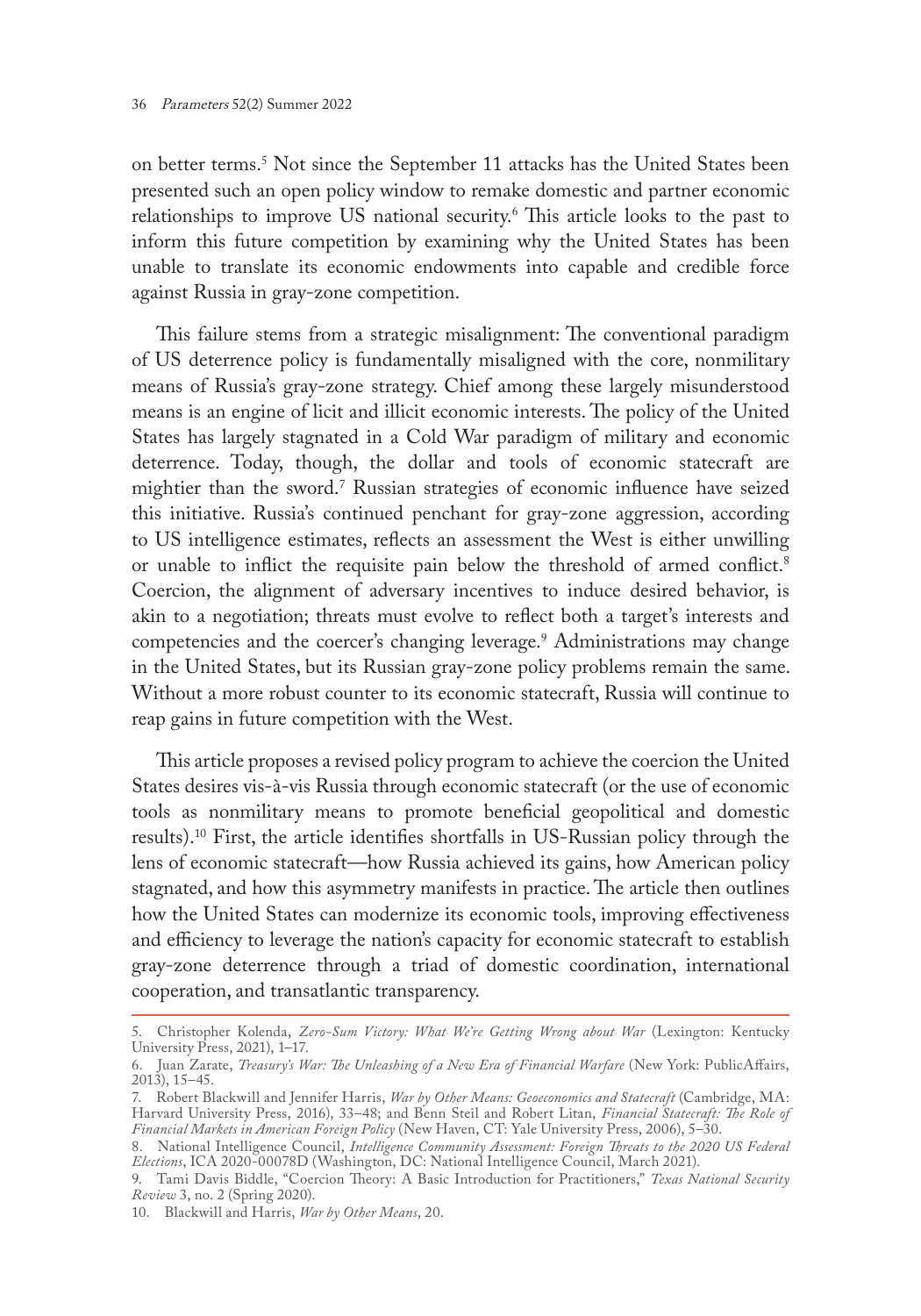on better terms.[5] Not since the September 11 attacks has the United States been presented such an open policy window to remake domestic and partner economic relationships to improve US national security.[6] This article looks to the past to inform this future competition by examining why the United States has been unable to translate its economic endowments into capable and credible force against Russia in gray-zone competition.

This failure stems from a strategic misalignment: The conventional paradigm of US deterrence policy is fundamentally misaligned with the core, nonmilitary means of Russia's gray-zone strategy. Chief among these largely misunderstood means is an engine of licit and illicit economic interests. The policy of the United States has largely stagnated in a Cold War paradigm of military and economic deterrence. Today, though, the dollar and tools of economic statecraft are mightier than the sword.[7] Russian strategies of economic influence have seized this initiative. Russia's continued penchant for gray-zone aggression, according to US intelligence estimates, reflects an assessment the West is either unwilling or unable to inflict the requisite pain below the threshold of armed conflict.[8] Coercion, the alignment of adversary incentives to induce desired behavior, is akin to a negotiation; threats must evolve to reflect both a target's interests and competencies and the coercer's changing leverage.[9] Administrations may change in the United States, but its Russian gray-zone policy problems remain the same. Without a more robust counter to its economic statecraft, Russia will continue to reap gains in future competition with the West.

This article proposes a revised policy program to achieve the coercion the United States desires vis-à-vis Russia through economic statecraft (or the use of economic tools as nonmilitary means to promote beneficial geopolitical and domestic results).[10] First, the article identifies shortfalls in US-Russian policy through the lens of economic statecraft—how Russia achieved its gains, how American policy stagnated, and how this asymmetry manifests in practice. The article then outlines how the United States can modernize its economic tools, improving effectiveness and efficiency to leverage the nation's capacity for economic statecraft to establish gray-zone deterrence through a triad of domestic coordination, international cooperation, and transatlantic transparency.

---

5. Christopher Kolenda, *Zero-Sum Victory: What We're Getting Wrong about War* (Lexington: Kentucky University Press, 2021), 1–17.

6. Juan Zarate, *Treasury's War: The Unleashing of a New Era of Financial Warfare* (New York: PublicAffairs, 2013), 15–45.

7. Robert Blackwill and Jennifer Harris, *War by Other Means: Geoeconomics and Statecraft* (Cambridge, MA: Harvard University Press, 2016), 33–48; and Benn Steil and Robert Litan, *Financial Statecraft: The Role of Financial Markets in American Foreign Policy* (New Haven, CT: Yale University Press, 2006), 5–30.

8. National Intelligence Council, *Intelligence Community Assessment: Foreign Threats to the 2020 US Federal Elections*, ICA 2020-00078D (Washington, DC: National Intelligence Council, March 2021).

9. Tami Davis Biddle, "Coercion Theory: A Basic Introduction for Practitioners," *Texas National Security Review* 3, no. 2 (Spring 2020).

10. Blackwill and Harris, *War by Other Means*, 20.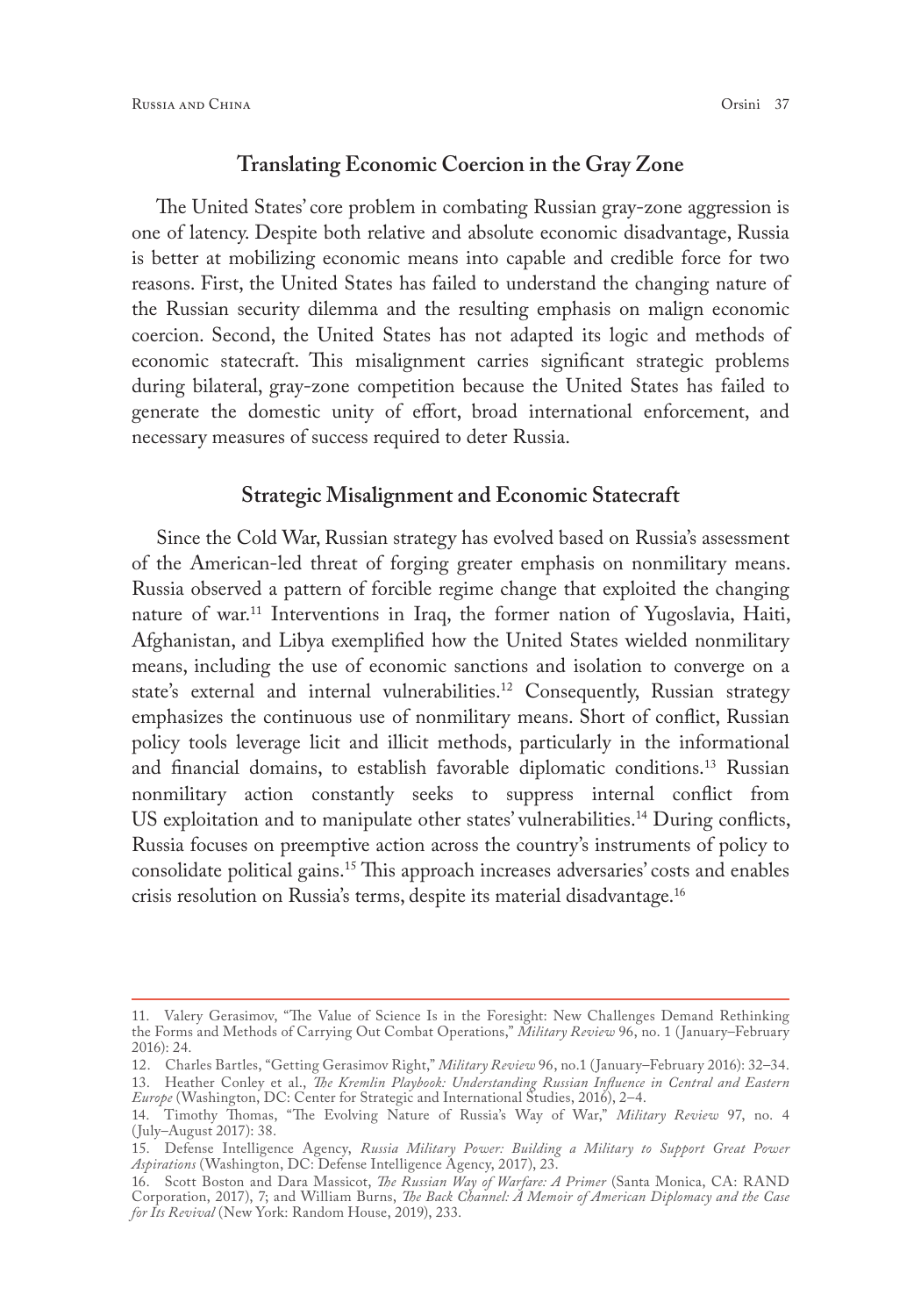## Translating Economic Coercion in the Gray Zone

The United States' core problem in combating Russian gray-zone aggression is one of latency. Despite both relative and absolute economic disadvantage, Russia is better at mobilizing economic means into capable and credible force for two reasons. First, the United States has failed to understand the changing nature of the Russian security dilemma and the resulting emphasis on malign economic coercion. Second, the United States has not adapted its logic and methods of economic statecraft. This misalignment carries significant strategic problems during bilateral, gray-zone competition because the United States has failed to generate the domestic unity of effort, broad international enforcement, and necessary measures of success required to deter Russia.

## Strategic Misalignment and Economic Statecraft

Since the Cold War, Russian strategy has evolved based on Russia's assessment of the American-led threat of forging greater emphasis on nonmilitary means. Russia observed a pattern of forcible regime change that exploited the changing nature of war.[11] Interventions in Iraq, the former nation of Yugoslavia, Haiti, Afghanistan, and Libya exemplified how the United States wielded nonmilitary means, including the use of economic sanctions and isolation to converge on a state's external and internal vulnerabilities.[12] Consequently, Russian strategy emphasizes the continuous use of nonmilitary means. Short of conflict, Russian policy tools leverage licit and illicit methods, particularly in the informational and financial domains, to establish favorable diplomatic conditions.[13] Russian nonmilitary action constantly seeks to suppress internal conflict from US exploitation and to manipulate other states' vulnerabilities.[14] During conflicts, Russia focuses on preemptive action across the country's instruments of policy to consolidate political gains.[15] This approach increases adversaries' costs and enables crisis resolution on Russia's terms, despite its material disadvantage.[16]

---

11. Valery Gerasimov, "The Value of Science Is in the Foresight: New Challenges Demand Rethinking the Forms and Methods of Carrying Out Combat Operations," *Military Review* 96, no. 1 (January–February 2016): 24.

12. Charles Bartles, "Getting Gerasimov Right," *Military Review* 96, no.1 (January–February 2016): 32–34.

13. Heather Conley et al., *The Kremlin Playbook: Understanding Russian Influence in Central and Eastern Europe* (Washington, DC: Center for Strategic and International Studies, 2016), 2–4.

14. Timothy Thomas, "The Evolving Nature of Russia's Way of War," *Military Review* 97, no. 4 (July–August 2017): 38.

15. Defense Intelligence Agency, *Russia Military Power: Building a Military to Support Great Power Aspirations* (Washington, DC: Defense Intelligence Agency, 2017), 23.

16. Scott Boston and Dara Massicot, *The Russian Way of Warfare: A Primer* (Santa Monica, CA: RAND Corporation, 2017), 7; and William Burns, *The Back Channel: A Memoir of American Diplomacy and the Case for Its Revival* (New York: Random House, 2019), 233.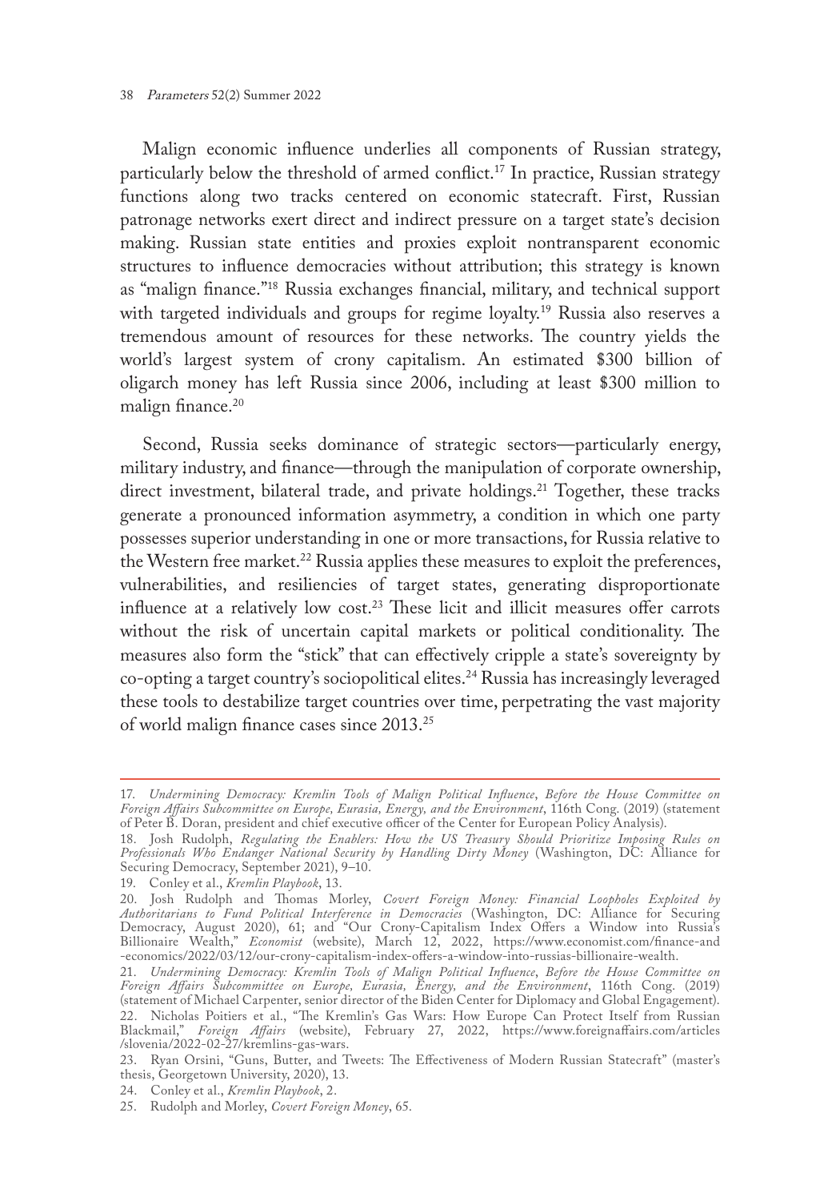Malign economic influence underlies all components of Russian strategy, particularly below the threshold of armed conflict.[17] In practice, Russian strategy functions along two tracks centered on economic statecraft. First, Russian patronage networks exert direct and indirect pressure on a target state's decision making. Russian state entities and proxies exploit nontransparent economic structures to influence democracies without attribution; this strategy is known as "malign finance."[18] Russia exchanges financial, military, and technical support with targeted individuals and groups for regime loyalty.[19] Russia also reserves a tremendous amount of resources for these networks. The country yields the world's largest system of crony capitalism. An estimated $300 billion of oligarch money has left Russia since 2006, including at least $300 million to malign finance.[20]

Second, Russia seeks dominance of strategic sectors—particularly energy, military industry, and finance—through the manipulation of corporate ownership, direct investment, bilateral trade, and private holdings.[21] Together, these tracks generate a pronounced information asymmetry, a condition in which one party possesses superior understanding in one or more transactions, for Russia relative to the Western free market.[22] Russia applies these measures to exploit the preferences, vulnerabilities, and resiliencies of target states, generating disproportionate influence at a relatively low cost.[23] These licit and illicit measures offer carrots without the risk of uncertain capital markets or political conditionality. The measures also form the "stick" that can effectively cripple a state's sovereignty by co-opting a target country's sociopolitical elites.[24] Russia has increasingly leveraged these tools to destabilize target countries over time, perpetrating the vast majority of world malign finance cases since 2013.[25]

---

17. *Undermining Democracy: Kremlin Tools of Malign Political Influence*, *Before the House Committee on Foreign Affairs Subcommittee on Europe, Eurasia, Energy, and the Environment*, 116th Cong. (2019) (statement of Peter B. Doran, president and chief executive officer of the Center for European Policy Analysis).

18. Josh Rudolph, *Regulating the Enablers: How the US Treasury Should Prioritize Imposing Rules on Professionals Who Endanger National Security by Handling Dirty Money* (Washington, DC: Alliance for Securing Democracy, September 2021), 9–10.

19. Conley et al., *Kremlin Playbook*, 13.

20. Josh Rudolph and Thomas Morley, *Covert Foreign Money: Financial Loopholes Exploited by Authoritarians to Fund Political Interference in Democracies* (Washington, DC: Alliance for Securing Democracy, August 2020), 61; and "Our Crony-Capitalism Index Offers a Window into Russia's Billionaire Wealth," *Economist* (website), March 12, 2022, https://www.economist.com/finance-and-economics/2022/03/12/our-crony-capitalism-index-offers-a-window-into-russias-billionaire-wealth.

21. *Undermining Democracy: Kremlin Tools of Malign Political Influence*, *Before the House Committee on Foreign Affairs Subcommittee on Europe, Eurasia, Energy, and the Environment*, 116th Cong. (2019) (statement of Michael Carpenter, senior director of the Biden Center for Diplomacy and Global Engagement).

22. Nicholas Poitiers et al., "The Kremlin's Gas Wars: How Europe Can Protect Itself from Russian Blackmail," *Foreign Affairs* (website), February 27, 2022, https://www.foreignaffairs.com/articles/slovenia/2022-02-27/kremlins-gas-wars.

23. Ryan Orsini, "Guns, Butter, and Tweets: The Effectiveness of Modern Russian Statecraft" (master's thesis, Georgetown University, 2020), 13.

24. Conley et al., *Kremlin Playbook*, 2.

25. Rudolph and Morley, *Covert Foreign Money*, 65.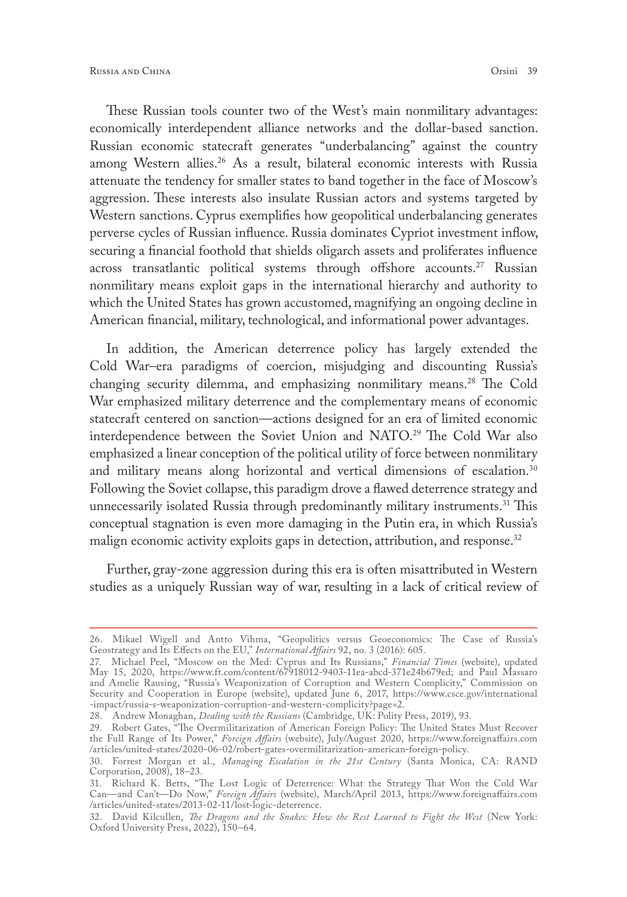These Russian tools counter two of the West's main nonmilitary advantages: economically interdependent alliance networks and the dollar-based sanction. Russian economic statecraft generates "underbalancing" against the country among Western allies.[26] As a result, bilateral economic interests with Russia attenuate the tendency for smaller states to band together in the face of Moscow's aggression. These interests also insulate Russian actors and systems targeted by Western sanctions. Cyprus exemplifies how geopolitical underbalancing generates perverse cycles of Russian influence. Russia dominates Cypriot investment inflow, securing a financial foothold that shields oligarch assets and proliferates influence across transatlantic political systems through offshore accounts.[27] Russian nonmilitary means exploit gaps in the international hierarchy and authority to which the United States has grown accustomed, magnifying an ongoing decline in American financial, military, technological, and informational power advantages.

In addition, the American deterrence policy has largely extended the Cold War–era paradigms of coercion, misjudging and discounting Russia's changing security dilemma, and emphasizing nonmilitary means.[28] The Cold War emphasized military deterrence and the complementary means of economic statecraft centered on sanction—actions designed for an era of limited economic interdependence between the Soviet Union and NATO.[29] The Cold War also emphasized a linear conception of the political utility of force between nonmilitary and military means along horizontal and vertical dimensions of escalation.[30] Following the Soviet collapse, this paradigm drove a flawed deterrence strategy and unnecessarily isolated Russia through predominantly military instruments.[31] This conceptual stagnation is even more damaging in the Putin era, in which Russia's malign economic activity exploits gaps in detection, attribution, and response.[32]

Further, gray-zone aggression during this era is often misattributed in Western studies as a uniquely Russian way of war, resulting in a lack of critical review of

---

26. Mikael Wigell and Antto Vihma, "Geopolitics versus Geoeconomics: The Case of Russia's Geostrategy and Its Effects on the EU," *International Affairs* 92, no. 3 (2016): 605.

27. Michael Peel, "Moscow on the Med: Cyprus and Its Russians," *Financial Times* (website), updated May 15, 2020, https://www.ft.com/content/67918012-9403-11ea-abcd-371e24b679ed; and Paul Massaro and Amelie Rausing, "Russia's Weaponization of Corruption and Western Complicity," Commission on Security and Cooperation in Europe (website), updated June 6, 2017, https://www.csce.gov/international-impact/russia-s-weaponization-corruption-and-western-complicity?page=2.

28. Andrew Monaghan, *Dealing with the Russians* (Cambridge, UK: Polity Press, 2019), 93.

29. Robert Gates, "The Overmilitarization of American Foreign Policy: The United States Must Recover the Full Range of Its Power," *Foreign Affairs* (website), July/August 2020, https://www.foreignaffairs.com/articles/united-states/2020-06-02/robert-gates-overmilitarization-american-foreign-policy.

30. Forrest Morgan et al., *Managing Escalation in the 21st Century* (Santa Monica, CA: RAND Corporation, 2008), 18–23.

31. Richard K. Betts, "The Lost Logic of Deterrence: What the Strategy That Won the Cold War Can—and Can't—Do Now," *Foreign Affairs* (website), March/April 2013, https://www.foreignaffairs.com/articles/united-states/2013-02-11/lost-logic-deterrence.

32. David Kilcullen, *The Dragons and the Snakes: How the Rest Learned to Fight the West* (New York: Oxford University Press, 2022), 150–64.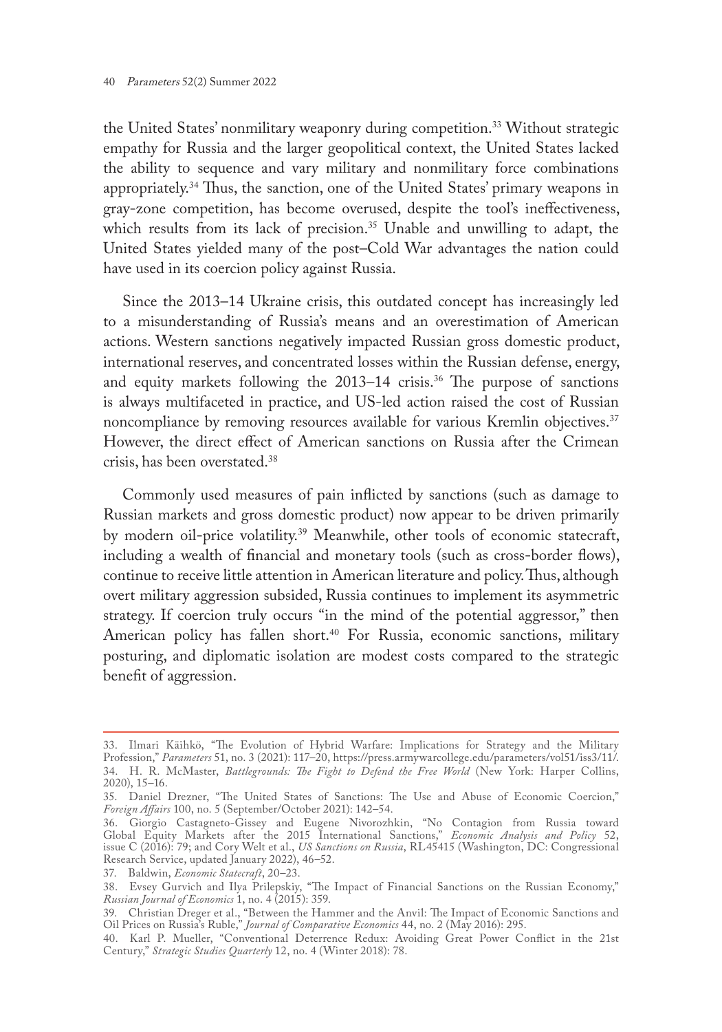the United States' nonmilitary weaponry during competition.[33] Without strategic empathy for Russia and the larger geopolitical context, the United States lacked the ability to sequence and vary military and nonmilitary force combinations appropriately.[34] Thus, the sanction, one of the United States' primary weapons in gray-zone competition, has become overused, despite the tool's ineffectiveness, which results from its lack of precision.[35] Unable and unwilling to adapt, the United States yielded many of the post–Cold War advantages the nation could have used in its coercion policy against Russia.

Since the 2013–14 Ukraine crisis, this outdated concept has increasingly led to a misunderstanding of Russia's means and an overestimation of American actions. Western sanctions negatively impacted Russian gross domestic product, international reserves, and concentrated losses within the Russian defense, energy, and equity markets following the 2013–14 crisis.[36] The purpose of sanctions is always multifaceted in practice, and US-led action raised the cost of Russian noncompliance by removing resources available for various Kremlin objectives.[37] However, the direct effect of American sanctions on Russia after the Crimean crisis, has been overstated.[38]

Commonly used measures of pain inflicted by sanctions (such as damage to Russian markets and gross domestic product) now appear to be driven primarily by modern oil-price volatility.[39] Meanwhile, other tools of economic statecraft, including a wealth of financial and monetary tools (such as cross-border flows), continue to receive little attention in American literature and policy. Thus, although overt military aggression subsided, Russia continues to implement its asymmetric strategy. If coercion truly occurs "in the mind of the potential aggressor," then American policy has fallen short.[40] For Russia, economic sanctions, military posturing, and diplomatic isolation are modest costs compared to the strategic benefit of aggression.

---

33. Ilmari Käihkö, "The Evolution of Hybrid Warfare: Implications for Strategy and the Military Profession," *Parameters* 51, no. 3 (2021): 117–20, https://press.armywarcollege.edu/parameters/vol51/iss3/11/.
34. H. R. McMaster, *Battlegrounds: The Fight to Defend the Free World* (New York: Harper Collins, 2020), 15–16.
35. Daniel Drezner, "The United States of Sanctions: The Use and Abuse of Economic Coercion," *Foreign Affairs* 100, no. 5 (September/October 2021): 142–54.
36. Giorgio Castagneto-Gissey and Eugene Nivorozhkin, "No Contagion from Russia toward Global Equity Markets after the 2015 International Sanctions," *Economic Analysis and Policy* 52, issue C (2016): 79; and Cory Welt et al., *US Sanctions on Russia*, RL45415 (Washington, DC: Congressional Research Service, updated January 2022), 46–52.
37. Baldwin, *Economic Statecraft*, 20–23.
38. Evsey Gurvich and Ilya Prilepskiy, "The Impact of Financial Sanctions on the Russian Economy," *Russian Journal of Economics* 1, no. 4 (2015): 359.
39. Christian Dreger et al., "Between the Hammer and the Anvil: The Impact of Economic Sanctions and Oil Prices on Russia's Ruble," *Journal of Comparative Economics* 44, no. 2 (May 2016): 295.
40. Karl P. Mueller, "Conventional Deterrence Redux: Avoiding Great Power Conflict in the 21st Century," *Strategic Studies Quarterly* 12, no. 4 (Winter 2018): 78.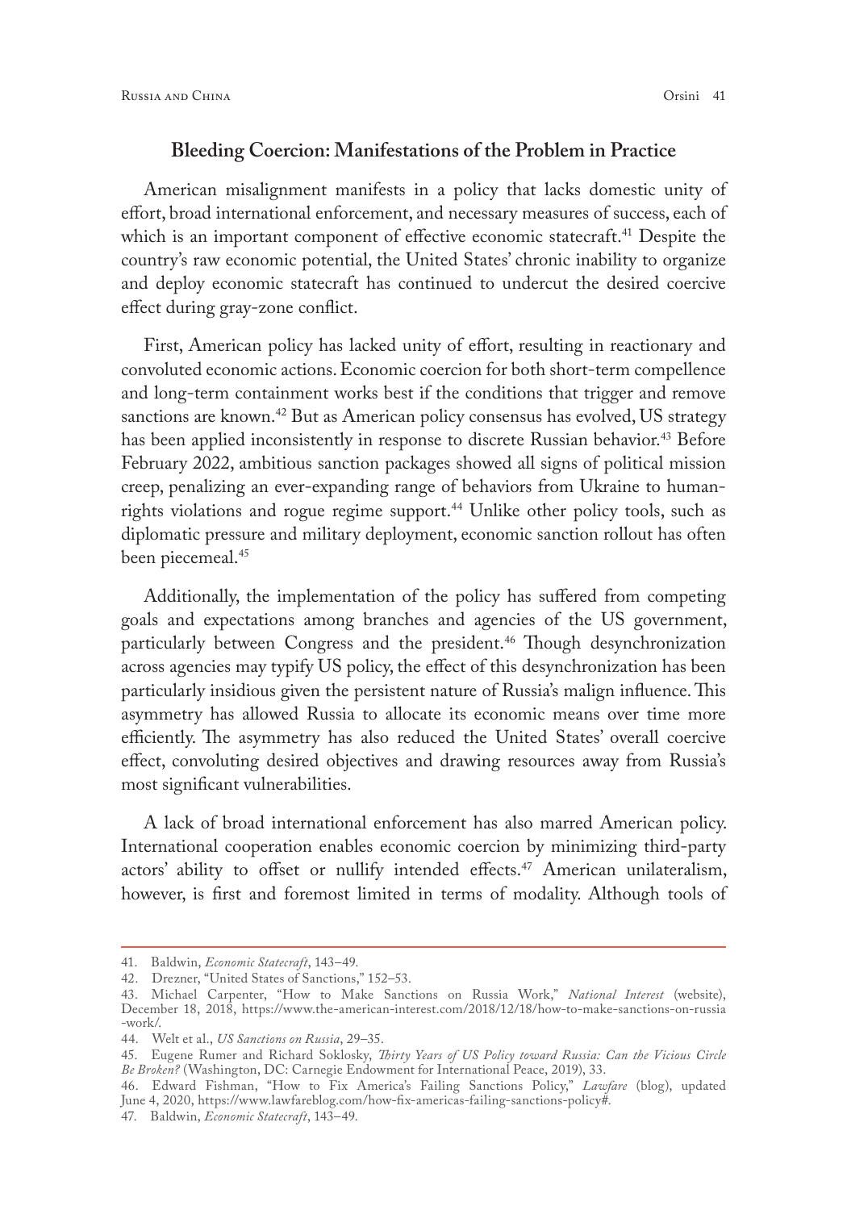## Bleeding Coercion: Manifestations of the Problem in Practice

American misalignment manifests in a policy that lacks domestic unity of effort, broad international enforcement, and necessary measures of success, each of which is an important component of effective economic statecraft.[41] Despite the country's raw economic potential, the United States' chronic inability to organize and deploy economic statecraft has continued to undercut the desired coercive effect during gray-zone conflict.

First, American policy has lacked unity of effort, resulting in reactionary and convoluted economic actions. Economic coercion for both short-term compellence and long-term containment works best if the conditions that trigger and remove sanctions are known.[42] But as American policy consensus has evolved, US strategy has been applied inconsistently in response to discrete Russian behavior.[43] Before February 2022, ambitious sanction packages showed all signs of political mission creep, penalizing an ever-expanding range of behaviors from Ukraine to human-rights violations and rogue regime support.[44] Unlike other policy tools, such as diplomatic pressure and military deployment, economic sanction rollout has often been piecemeal.[45]

Additionally, the implementation of the policy has suffered from competing goals and expectations among branches and agencies of the US government, particularly between Congress and the president.[46] Though desynchronization across agencies may typify US policy, the effect of this desynchronization has been particularly insidious given the persistent nature of Russia's malign influence. This asymmetry has allowed Russia to allocate its economic means over time more efficiently. The asymmetry has also reduced the United States' overall coercive effect, convoluting desired objectives and drawing resources away from Russia's most significant vulnerabilities.

A lack of broad international enforcement has also marred American policy. International cooperation enables economic coercion by minimizing third-party actors' ability to offset or nullify intended effects.[47] American unilateralism, however, is first and foremost limited in terms of modality. Although tools of

---

41. Baldwin, *Economic Statecraft*, 143–49.

42. Drezner, "United States of Sanctions," 152–53.

43. Michael Carpenter, "How to Make Sanctions on Russia Work," *National Interest* (website), December 18, 2018, https://www.the-american-interest.com/2018/12/18/how-to-make-sanctions-on-russia-work/.

44. Welt et al., *US Sanctions on Russia*, 29–35.

45. Eugene Rumer and Richard Soklosky, *Thirty Years of US Policy toward Russia: Can the Vicious Circle Be Broken?* (Washington, DC: Carnegie Endowment for International Peace, 2019), 33.

46. Edward Fishman, "How to Fix America's Failing Sanctions Policy," *Lawfare* (blog), updated June 4, 2020, https://www.lawfareblog.com/how-fix-americas-failing-sanctions-policy#.

47. Baldwin, *Economic Statecraft*, 143–49.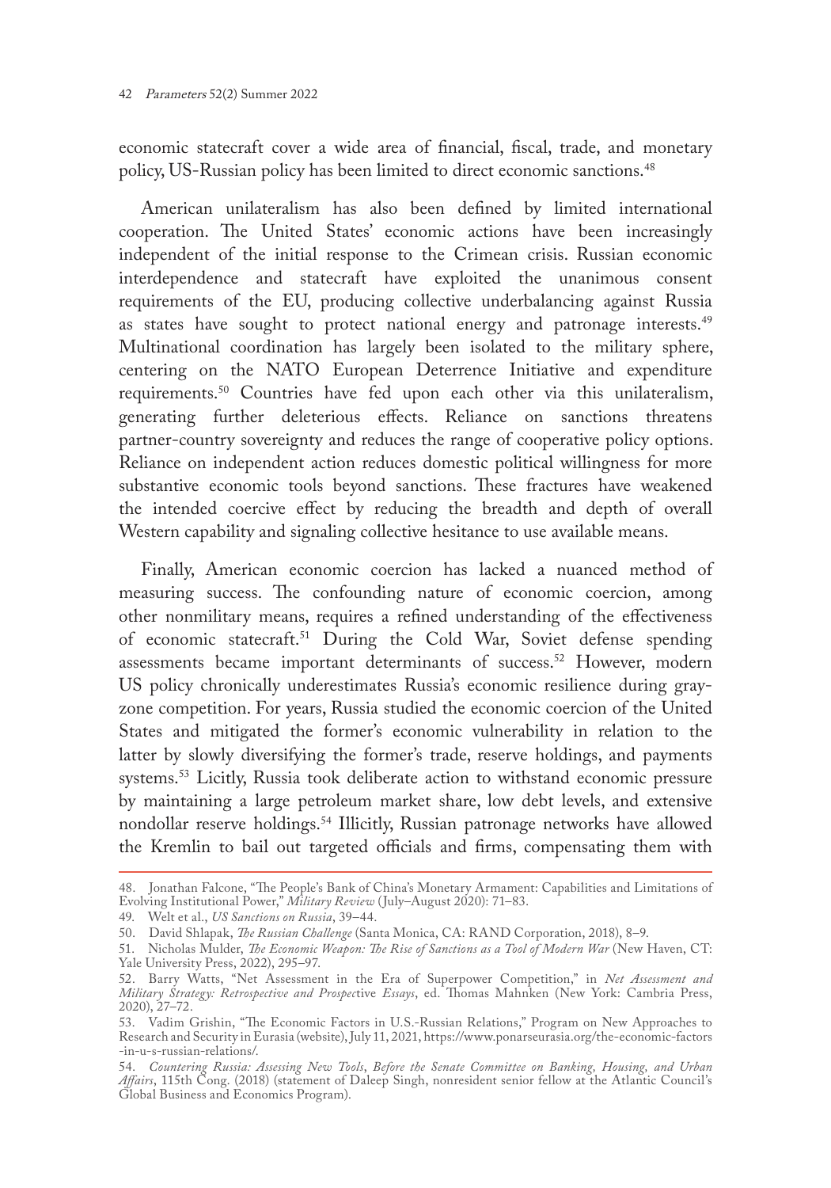economic statecraft cover a wide area of financial, fiscal, trade, and monetary policy, US-Russian policy has been limited to direct economic sanctions.[48]

American unilateralism has also been defined by limited international cooperation. The United States' economic actions have been increasingly independent of the initial response to the Crimean crisis. Russian economic interdependence and statecraft have exploited the unanimous consent requirements of the EU, producing collective underbalancing against Russia as states have sought to protect national energy and patronage interests.[49] Multinational coordination has largely been isolated to the military sphere, centering on the NATO European Deterrence Initiative and expenditure requirements.[50] Countries have fed upon each other via this unilateralism, generating further deleterious effects. Reliance on sanctions threatens partner-country sovereignty and reduces the range of cooperative policy options. Reliance on independent action reduces domestic political willingness for more substantive economic tools beyond sanctions. These fractures have weakened the intended coercive effect by reducing the breadth and depth of overall Western capability and signaling collective hesitance to use available means.

Finally, American economic coercion has lacked a nuanced method of measuring success. The confounding nature of economic coercion, among other nonmilitary means, requires a refined understanding of the effectiveness of economic statecraft.[51] During the Cold War, Soviet defense spending assessments became important determinants of success.[52] However, modern US policy chronically underestimates Russia's economic resilience during gray-zone competition. For years, Russia studied the economic coercion of the United States and mitigated the former's economic vulnerability in relation to the latter by slowly diversifying the former's trade, reserve holdings, and payments systems.[53] Licitly, Russia took deliberate action to withstand economic pressure by maintaining a large petroleum market share, low debt levels, and extensive nondollar reserve holdings.[54] Illicitly, Russian patronage networks have allowed the Kremlin to bail out targeted officials and firms, compensating them with

---

48. Jonathan Falcone, "The People's Bank of China's Monetary Armament: Capabilities and Limitations of Evolving Institutional Power," *Military Review* (July–August 2020): 71–83.

49. Welt et al., *US Sanctions on Russia*, 39–44.

50. David Shlapak, *The Russian Challenge* (Santa Monica, CA: RAND Corporation, 2018), 8–9.

51. Nicholas Mulder, *The Economic Weapon: The Rise of Sanctions as a Tool of Modern War* (New Haven, CT: Yale University Press, 2022), 295–97.

52. Barry Watts, "Net Assessment in the Era of Superpower Competition," in *Net Assessment and Military Strategy: Retrospective and Prospective Essays*, ed. Thomas Mahnken (New York: Cambria Press, 2020), 27–72.

53. Vadim Grishin, "The Economic Factors in U.S.-Russian Relations," Program on New Approaches to Research and Security in Eurasia (website), July 11, 2021, https://www.ponarseurasia.org/the-economic-factors-in-u-s-russian-relations/.

54. *Countering Russia: Assessing New Tools*, *Before the Senate Committee on Banking, Housing, and Urban Affairs*, 115th Cong. (2018) (statement of Daleep Singh, nonresident senior fellow at the Atlantic Council's Global Business and Economics Program).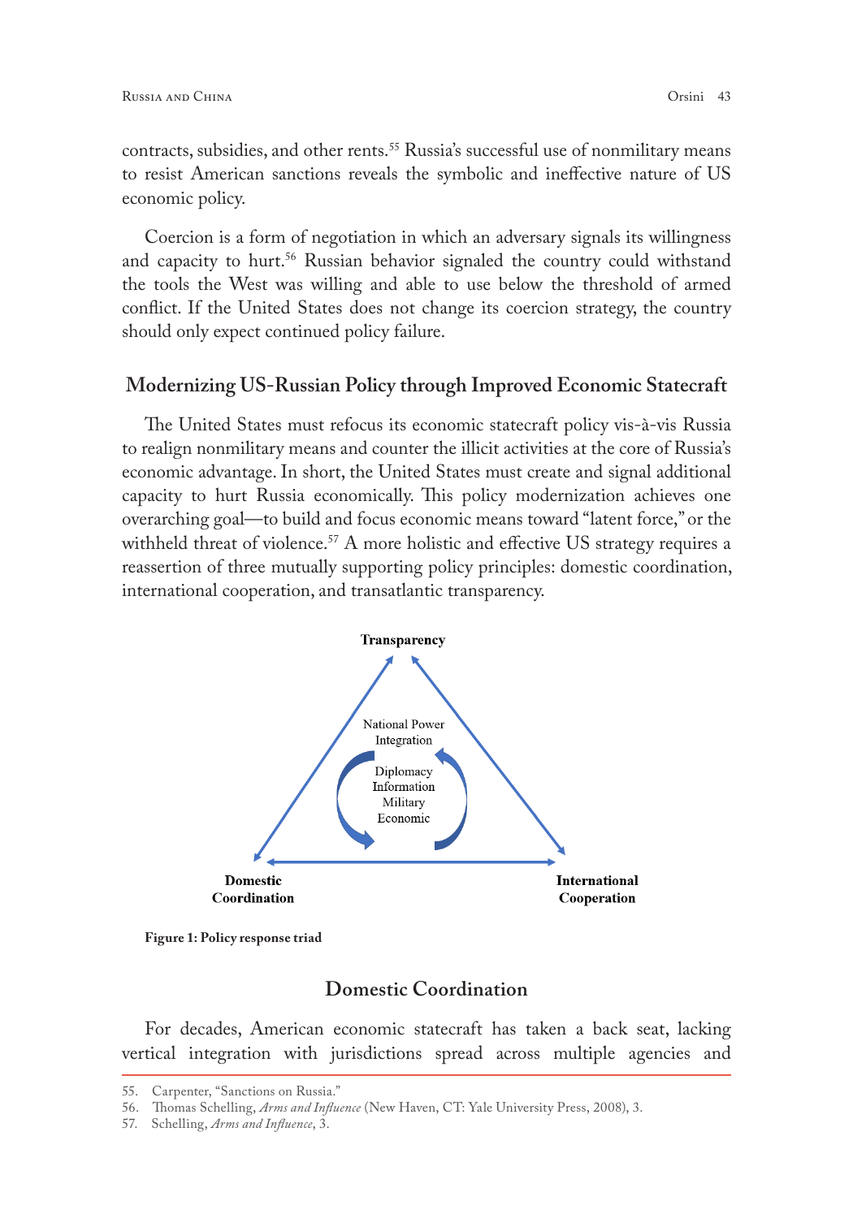contracts, subsidies, and other rents.[55] Russia's successful use of nonmilitary means to resist American sanctions reveals the symbolic and ineffective nature of US economic policy.

Coercion is a form of negotiation in which an adversary signals its willingness and capacity to hurt.[56] Russian behavior signaled the country could withstand the tools the West was willing and able to use below the threshold of armed conflict. If the United States does not change its coercion strategy, the country should only expect continued policy failure.

## Modernizing US-Russian Policy through Improved Economic Statecraft

The United States must refocus its economic statecraft policy vis-à-vis Russia to realign nonmilitary means and counter the illicit activities at the core of Russia's economic advantage. In short, the United States must create and signal additional capacity to hurt Russia economically. This policy modernization achieves one overarching goal—to build and focus economic means toward "latent force," or the withheld threat of violence.[57] A more holistic and effective US strategy requires a reassertion of three mutually supporting policy principles: domestic coordination, international cooperation, and transatlantic transparency.

**Transparency**

National Power Integration

Diplomacy
Information
Military
Economic

**Domestic Coordination** **International Cooperation**

**Figure 1: Policy response triad**

## Domestic Coordination

For decades, American economic statecraft has taken a back seat, lacking vertical integration with jurisdictions spread across multiple agencies and

---

55. Carpenter, "Sanctions on Russia."
56. Thomas Schelling, *Arms and Influence* (New Haven, CT: Yale University Press, 2008), 3.
57. Schelling, *Arms and Influence*, 3.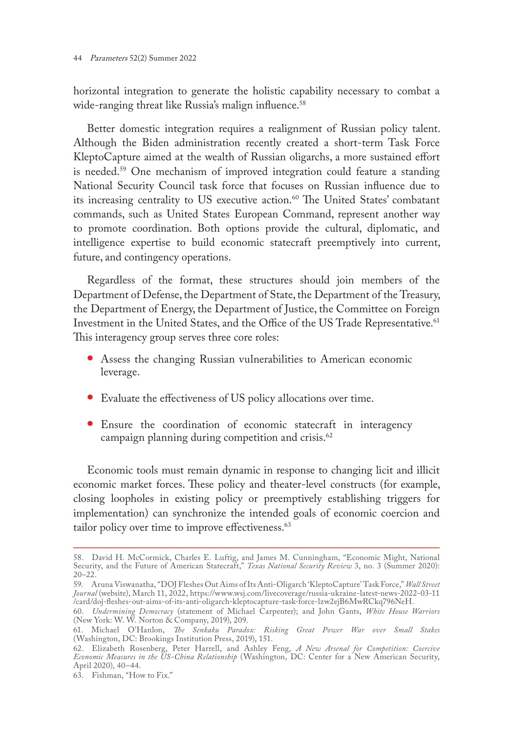horizontal integration to generate the holistic capability necessary to combat a wide-ranging threat like Russia's malign influence.[58]

Better domestic integration requires a realignment of Russian policy talent. Although the Biden administration recently created a short-term Task Force KleptoCapture aimed at the wealth of Russian oligarchs, a more sustained effort is needed.[59] One mechanism of improved integration could feature a standing National Security Council task force that focuses on Russian influence due to its increasing centrality to US executive action.[60] The United States' combatant commands, such as United States European Command, represent another way to promote coordination. Both options provide the cultural, diplomatic, and intelligence expertise to build economic statecraft preemptively into current, future, and contingency operations.

Regardless of the format, these structures should join members of the Department of Defense, the Department of State, the Department of the Treasury, the Department of Energy, the Department of Justice, the Committee on Foreign Investment in the United States, and the Office of the US Trade Representative.[61] This interagency group serves three core roles:

- Assess the changing Russian vulnerabilities to American economic leverage.
- Evaluate the effectiveness of US policy allocations over time.
- Ensure the coordination of economic statecraft in interagency campaign planning during competition and crisis.[62]

Economic tools must remain dynamic in response to changing licit and illicit economic market forces. These policy and theater-level constructs (for example, closing loopholes in existing policy or preemptively establishing triggers for implementation) can synchronize the intended goals of economic coercion and tailor policy over time to improve effectiveness.[63]

---

58. David H. McCormick, Charles E. Luftig, and James M. Cunningham, "Economic Might, National Security, and the Future of American Statecraft," *Texas National Security Review* 3, no. 3 (Summer 2020): 20–22.

59. Aruna Viswanatha, "DOJ Fleshes Out Aims of Its Anti-Oligarch 'KleptoCapture' Task Force," *Wall Street Journal* (website), March 11, 2022, https://www.wsj.com/livecoverage/russia-ukraine-latest-news-2022-03-11/card/doj-fleshes-out-aims-of-its-anti-oligarch-kleptocapture-task-force-lzw2ejB6MwRCkq796NeH.

60. *Undermining Democracy* (statement of Michael Carpenter); and John Gants, *White House Warriors* (New York: W. W. Norton & Company, 2019), 209.

61. Michael O'Hanlon, *The Senkaku Paradox: Risking Great Power War over Small Stakes* (Washington, DC: Brookings Institution Press, 2019), 151.

62. Elizabeth Rosenberg, Peter Harrell, and Ashley Feng, *A New Arsenal for Competition: Coercive Economic Measures in the US-China Relationship* (Washington, DC: Center for a New American Security, April 2020), 40–44.

63. Fishman, "How to Fix."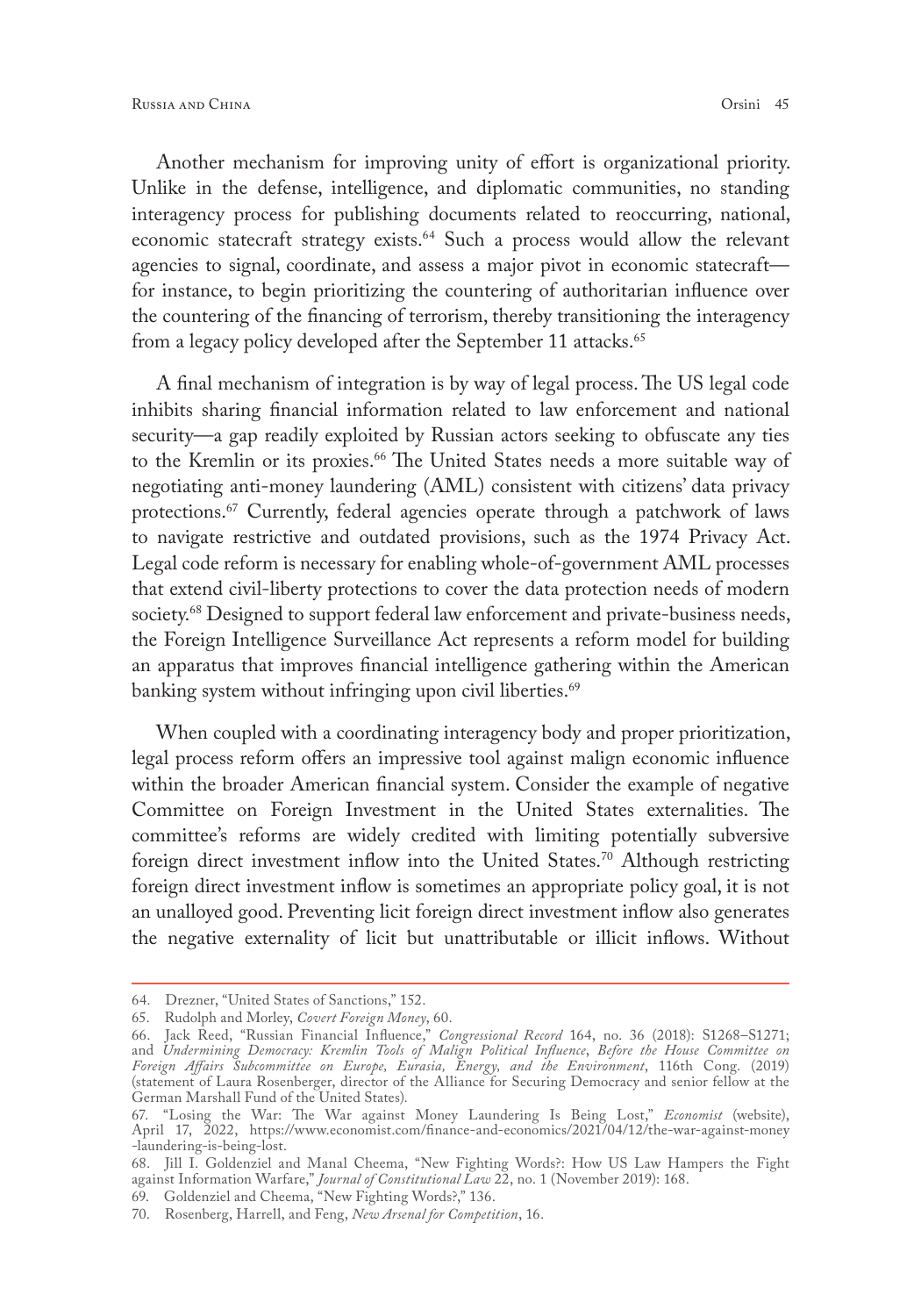Another mechanism for improving unity of effort is organizational priority. Unlike in the defense, intelligence, and diplomatic communities, no standing interagency process for publishing documents related to reoccurring, national, economic statecraft strategy exists.[64] Such a process would allow the relevant agencies to signal, coordinate, and assess a major pivot in economic statecraft—for instance, to begin prioritizing the countering of authoritarian influence over the countering of the financing of terrorism, thereby transitioning the interagency from a legacy policy developed after the September 11 attacks.[65]

A final mechanism of integration is by way of legal process. The US legal code inhibits sharing financial information related to law enforcement and national security—a gap readily exploited by Russian actors seeking to obfuscate any ties to the Kremlin or its proxies.[66] The United States needs a more suitable way of negotiating anti-money laundering (AML) consistent with citizens' data privacy protections.[67] Currently, federal agencies operate through a patchwork of laws to navigate restrictive and outdated provisions, such as the 1974 Privacy Act. Legal code reform is necessary for enabling whole-of-government AML processes that extend civil-liberty protections to cover the data protection needs of modern society.[68] Designed to support federal law enforcement and private-business needs, the Foreign Intelligence Surveillance Act represents a reform model for building an apparatus that improves financial intelligence gathering within the American banking system without infringing upon civil liberties.[69]

When coupled with a coordinating interagency body and proper prioritization, legal process reform offers an impressive tool against malign economic influence within the broader American financial system. Consider the example of negative Committee on Foreign Investment in the United States externalities. The committee's reforms are widely credited with limiting potentially subversive foreign direct investment inflow into the United States.[70] Although restricting foreign direct investment inflow is sometimes an appropriate policy goal, it is not an unalloyed good. Preventing licit foreign direct investment inflow also generates the negative externality of licit but unattributable or illicit inflows. Without

---

64. Drezner, "United States of Sanctions," 152.

65. Rudolph and Morley, *Covert Foreign Money*, 60.

66. Jack Reed, "Russian Financial Influence," *Congressional Record* 164, no. 36 (2018): S1268–S1271; and *Undermining Democracy: Kremlin Tools of Malign Political Influence*, *Before the House Committee on Foreign Affairs Subcommittee on Europe, Eurasia, Energy, and the Environment*, 116th Cong. (2019) (statement of Laura Rosenberger, director of the Alliance for Securing Democracy and senior fellow at the German Marshall Fund of the United States).

67. "Losing the War: The War against Money Laundering Is Being Lost," *Economist* (website), April 17, 2022, https://www.economist.com/finance-and-economics/2021/04/12/the-war-against-money-laundering-is-being-lost.

68. Jill I. Goldenziel and Manal Cheema, "New Fighting Words?: How US Law Hampers the Fight against Information Warfare," *Journal of Constitutional Law* 22, no. 1 (November 2019): 168.

69. Goldenziel and Cheema, "New Fighting Words?," 136.

70. Rosenberg, Harrell, and Feng, *New Arsenal for Competition*, 16.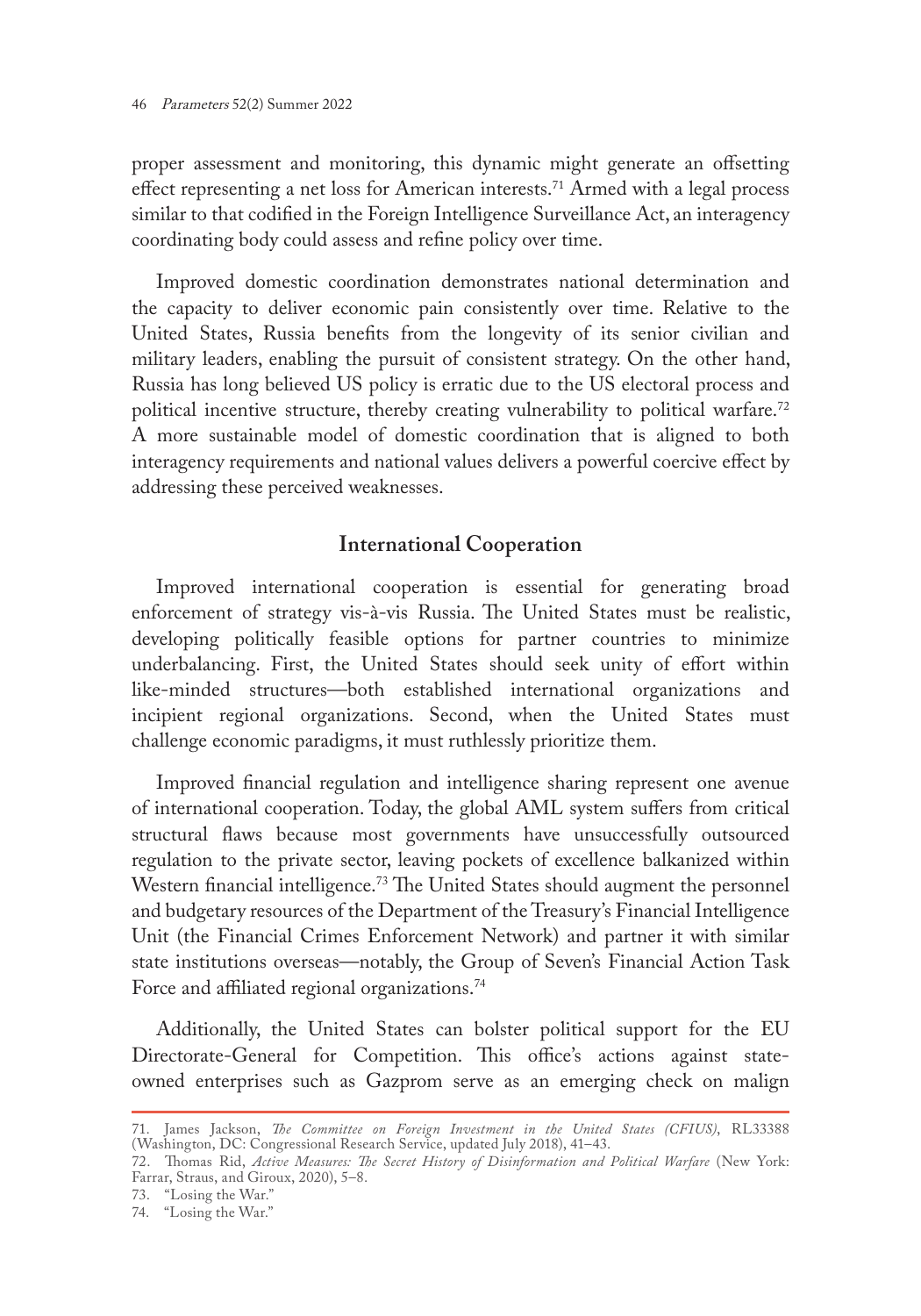proper assessment and monitoring, this dynamic might generate an offsetting effect representing a net loss for American interests.[71] Armed with a legal process similar to that codified in the Foreign Intelligence Surveillance Act, an interagency coordinating body could assess and refine policy over time.

Improved domestic coordination demonstrates national determination and the capacity to deliver economic pain consistently over time. Relative to the United States, Russia benefits from the longevity of its senior civilian and military leaders, enabling the pursuit of consistent strategy. On the other hand, Russia has long believed US policy is erratic due to the US electoral process and political incentive structure, thereby creating vulnerability to political warfare.[72] A more sustainable model of domestic coordination that is aligned to both interagency requirements and national values delivers a powerful coercive effect by addressing these perceived weaknesses.

## International Cooperation

Improved international cooperation is essential for generating broad enforcement of strategy vis-à-vis Russia. The United States must be realistic, developing politically feasible options for partner countries to minimize underbalancing. First, the United States should seek unity of effort within like-minded structures—both established international organizations and incipient regional organizations. Second, when the United States must challenge economic paradigms, it must ruthlessly prioritize them.

Improved financial regulation and intelligence sharing represent one avenue of international cooperation. Today, the global AML system suffers from critical structural flaws because most governments have unsuccessfully outsourced regulation to the private sector, leaving pockets of excellence balkanized within Western financial intelligence.[73] The United States should augment the personnel and budgetary resources of the Department of the Treasury's Financial Intelligence Unit (the Financial Crimes Enforcement Network) and partner it with similar state institutions overseas—notably, the Group of Seven's Financial Action Task Force and affiliated regional organizations.[74]

Additionally, the United States can bolster political support for the EU Directorate-General for Competition. This office's actions against state-owned enterprises such as Gazprom serve as an emerging check on malign

---

71. James Jackson, *The Committee on Foreign Investment in the United States (CFIUS)*, RL33388 (Washington, DC: Congressional Research Service, updated July 2018), 41–43.

72. Thomas Rid, *Active Measures: The Secret History of Disinformation and Political Warfare* (New York: Farrar, Straus, and Giroux, 2020), 5–8.

73. "Losing the War."

74. "Losing the War."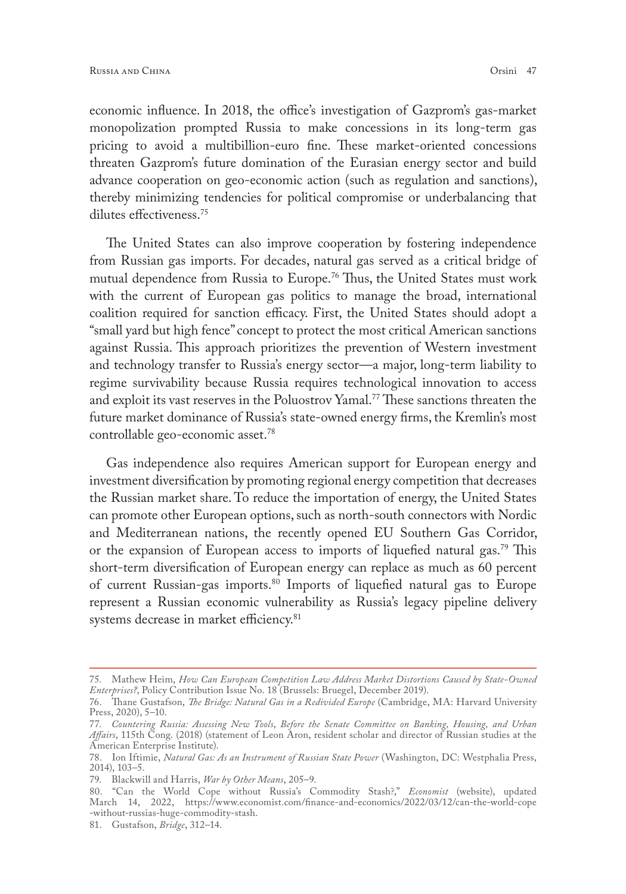economic influence. In 2018, the office's investigation of Gazprom's gas-market monopolization prompted Russia to make concessions in its long-term gas pricing to avoid a multibillion-euro fine. These market-oriented concessions threaten Gazprom's future domination of the Eurasian energy sector and build advance cooperation on geo-economic action (such as regulation and sanctions), thereby minimizing tendencies for political compromise or underbalancing that dilutes effectiveness.[75]

The United States can also improve cooperation by fostering independence from Russian gas imports. For decades, natural gas served as a critical bridge of mutual dependence from Russia to Europe.[76] Thus, the United States must work with the current of European gas politics to manage the broad, international coalition required for sanction efficacy. First, the United States should adopt a "small yard but high fence" concept to protect the most critical American sanctions against Russia. This approach prioritizes the prevention of Western investment and technology transfer to Russia's energy sector—a major, long-term liability to regime survivability because Russia requires technological innovation to access and exploit its vast reserves in the Poluostrov Yamal.[77] These sanctions threaten the future market dominance of Russia's state-owned energy firms, the Kremlin's most controllable geo-economic asset.[78]

Gas independence also requires American support for European energy and investment diversification by promoting regional energy competition that decreases the Russian market share. To reduce the importation of energy, the United States can promote other European options, such as north-south connectors with Nordic and Mediterranean nations, the recently opened EU Southern Gas Corridor, or the expansion of European access to imports of liquefied natural gas.[79] This short-term diversification of European energy can replace as much as 60 percent of current Russian-gas imports.[80] Imports of liquefied natural gas to Europe represent a Russian economic vulnerability as Russia's legacy pipeline delivery systems decrease in market efficiency.[81]

---

75. Mathew Heim, *How Can European Competition Law Address Market Distortions Caused by State-Owned Enterprises?*, Policy Contribution Issue No. 18 (Brussels: Bruegel, December 2019).

76. Thane Gustafson, *The Bridge: Natural Gas in a Redivided Europe* (Cambridge, MA: Harvard University Press, 2020), 5–10.

77. *Countering Russia: Assessing New Tools*, *Before the Senate Committee on Banking, Housing, and Urban Affairs*, 115th Cong. (2018) (statement of Leon Aron, resident scholar and director of Russian studies at the American Enterprise Institute).

78. Ion Iftimie, *Natural Gas: As an Instrument of Russian State Power* (Washington, DC: Westphalia Press, 2014), 103–5.

79. Blackwill and Harris, *War by Other Means*, 205–9.

80. "Can the World Cope without Russia's Commodity Stash?," *Economist* (website), updated March 14, 2022, https://www.economist.com/finance-and-economics/2022/03/12/can-the-world-cope-without-russias-huge-commodity-stash.

81. Gustafson, *Bridge*, 312–14.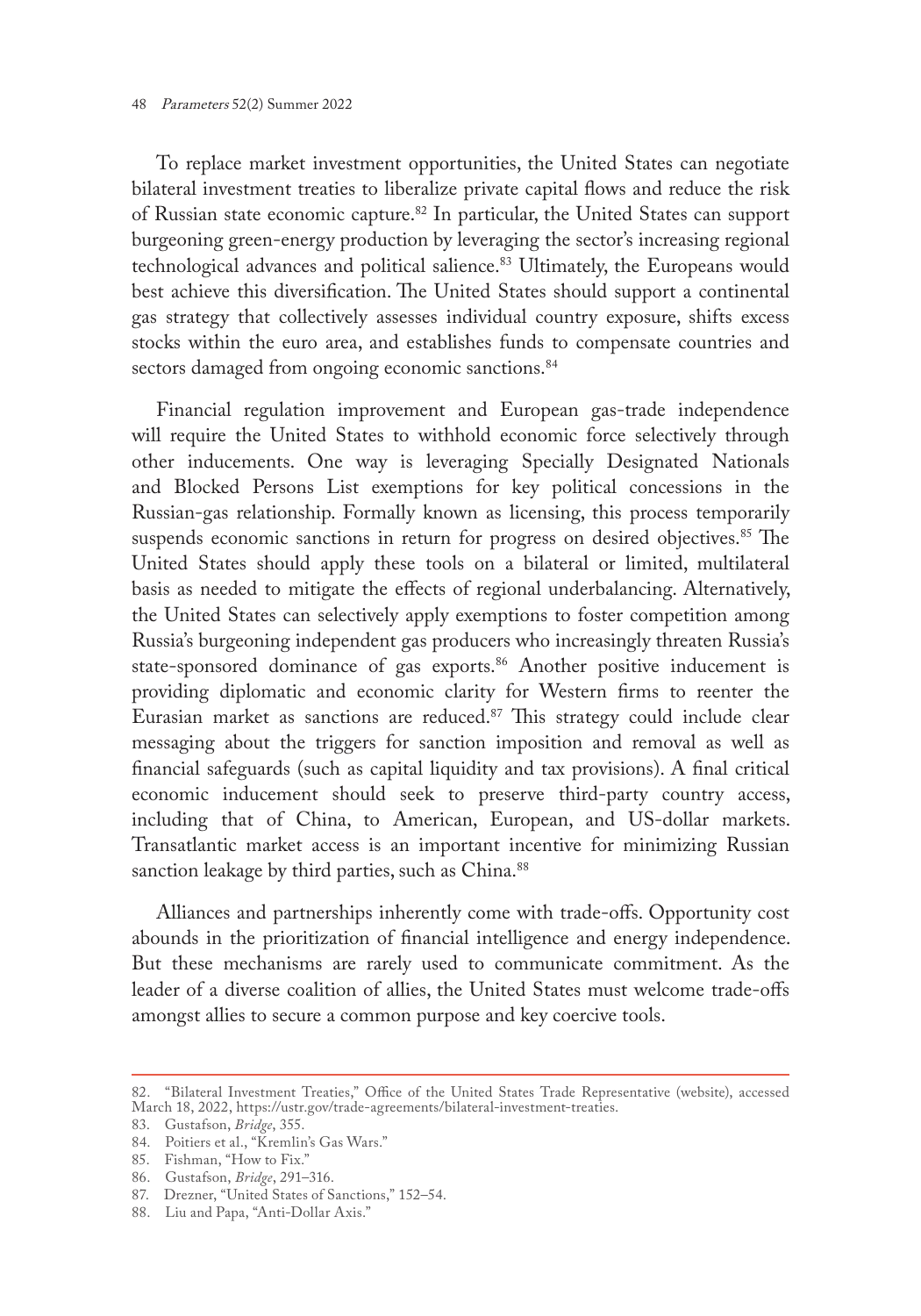To replace market investment opportunities, the United States can negotiate bilateral investment treaties to liberalize private capital flows and reduce the risk of Russian state economic capture.[82] In particular, the United States can support burgeoning green-energy production by leveraging the sector's increasing regional technological advances and political salience.[83] Ultimately, the Europeans would best achieve this diversification. The United States should support a continental gas strategy that collectively assesses individual country exposure, shifts excess stocks within the euro area, and establishes funds to compensate countries and sectors damaged from ongoing economic sanctions.[84]

Financial regulation improvement and European gas-trade independence will require the United States to withhold economic force selectively through other inducements. One way is leveraging Specially Designated Nationals and Blocked Persons List exemptions for key political concessions in the Russian-gas relationship. Formally known as licensing, this process temporarily suspends economic sanctions in return for progress on desired objectives.[85] The United States should apply these tools on a bilateral or limited, multilateral basis as needed to mitigate the effects of regional underbalancing. Alternatively, the United States can selectively apply exemptions to foster competition among Russia's burgeoning independent gas producers who increasingly threaten Russia's state-sponsored dominance of gas exports.[86] Another positive inducement is providing diplomatic and economic clarity for Western firms to reenter the Eurasian market as sanctions are reduced.[87] This strategy could include clear messaging about the triggers for sanction imposition and removal as well as financial safeguards (such as capital liquidity and tax provisions). A final critical economic inducement should seek to preserve third-party country access, including that of China, to American, European, and US-dollar markets. Transatlantic market access is an important incentive for minimizing Russian sanction leakage by third parties, such as China.[88]

Alliances and partnerships inherently come with trade-offs. Opportunity cost abounds in the prioritization of financial intelligence and energy independence. But these mechanisms are rarely used to communicate commitment. As the leader of a diverse coalition of allies, the United States must welcome trade-offs amongst allies to secure a common purpose and key coercive tools.

---

82. "Bilateral Investment Treaties," Office of the United States Trade Representative (website), accessed March 18, 2022, https://ustr.gov/trade-agreements/bilateral-investment-treaties.
83. Gustafson, *Bridge*, 355.
84. Poitiers et al., "Kremlin's Gas Wars."
85. Fishman, "How to Fix."
86. Gustafson, *Bridge*, 291–316.
87. Drezner, "United States of Sanctions," 152–54.
88. Liu and Papa, "Anti-Dollar Axis."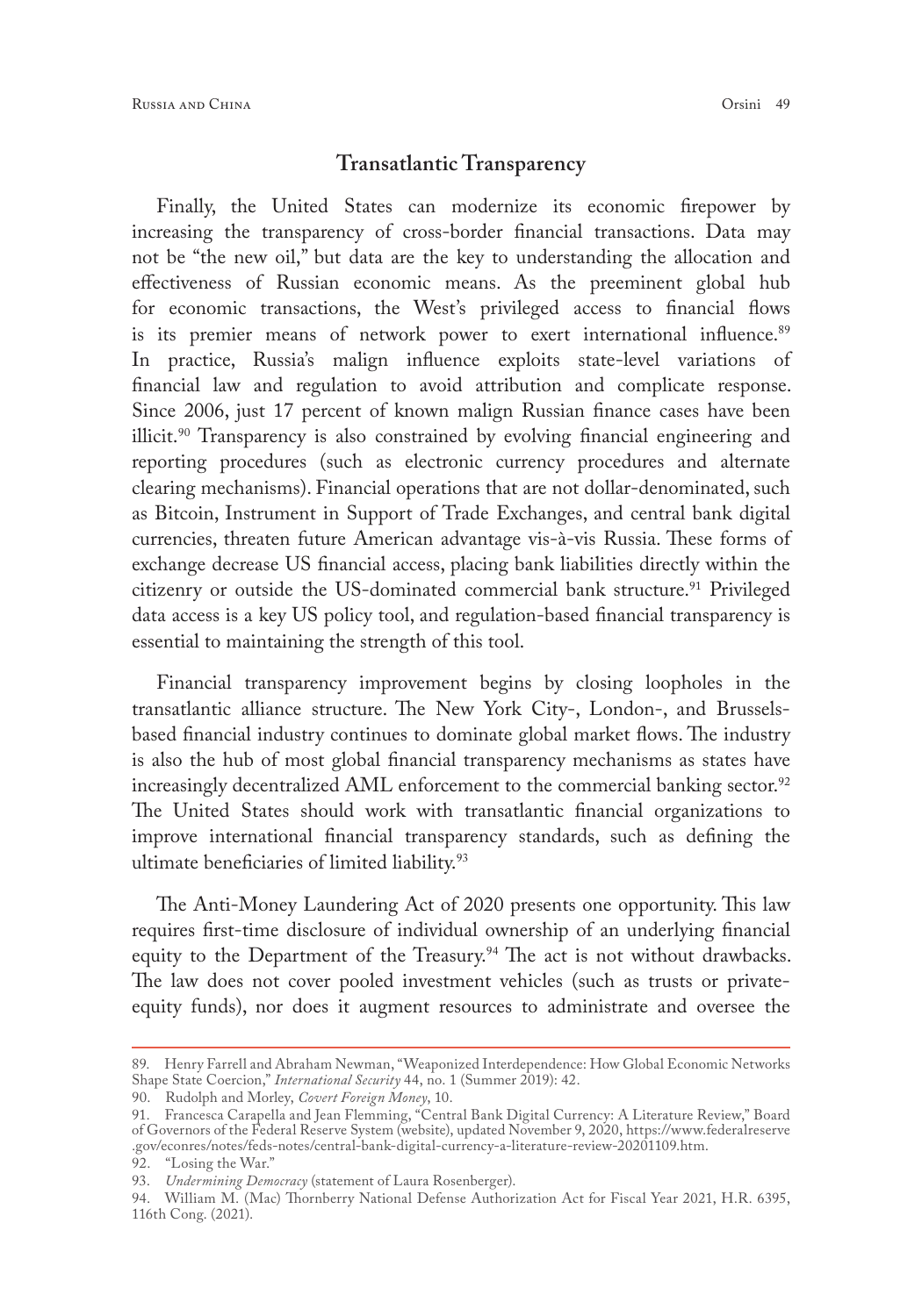## Transatlantic Transparency

Finally, the United States can modernize its economic firepower by increasing the transparency of cross-border financial transactions. Data may not be "the new oil," but data are the key to understanding the allocation and effectiveness of Russian economic means. As the preeminent global hub for economic transactions, the West's privileged access to financial flows is its premier means of network power to exert international influence.[89] In practice, Russia's malign influence exploits state-level variations of financial law and regulation to avoid attribution and complicate response. Since 2006, just 17 percent of known malign Russian finance cases have been illicit.[90] Transparency is also constrained by evolving financial engineering and reporting procedures (such as electronic currency procedures and alternate clearing mechanisms). Financial operations that are not dollar-denominated, such as Bitcoin, Instrument in Support of Trade Exchanges, and central bank digital currencies, threaten future American advantage vis-à-vis Russia. These forms of exchange decrease US financial access, placing bank liabilities directly within the citizenry or outside the US-dominated commercial bank structure.[91] Privileged data access is a key US policy tool, and regulation-based financial transparency is essential to maintaining the strength of this tool.

Financial transparency improvement begins by closing loopholes in the transatlantic alliance structure. The New York City-, London-, and Brussels-based financial industry continues to dominate global market flows. The industry is also the hub of most global financial transparency mechanisms as states have increasingly decentralized AML enforcement to the commercial banking sector.[92] The United States should work with transatlantic financial organizations to improve international financial transparency standards, such as defining the ultimate beneficiaries of limited liability.[93]

The Anti-Money Laundering Act of 2020 presents one opportunity. This law requires first-time disclosure of individual ownership of an underlying financial equity to the Department of the Treasury.[94] The act is not without drawbacks. The law does not cover pooled investment vehicles (such as trusts or private-equity funds), nor does it augment resources to administrate and oversee the

---

89. Henry Farrell and Abraham Newman, "Weaponized Interdependence: How Global Economic Networks Shape State Coercion," *International Security* 44, no. 1 (Summer 2019): 42.

90. Rudolph and Morley, *Covert Foreign Money*, 10.

91. Francesca Carapella and Jean Flemming, "Central Bank Digital Currency: A Literature Review," Board of Governors of the Federal Reserve System (website), updated November 9, 2020, https://www.federalreserve.gov/econres/notes/feds-notes/central-bank-digital-currency-a-literature-review-20201109.htm.

92. "Losing the War."

93. *Undermining Democracy* (statement of Laura Rosenberger).

94. William M. (Mac) Thornberry National Defense Authorization Act for Fiscal Year 2021, H.R. 6395, 116th Cong. (2021).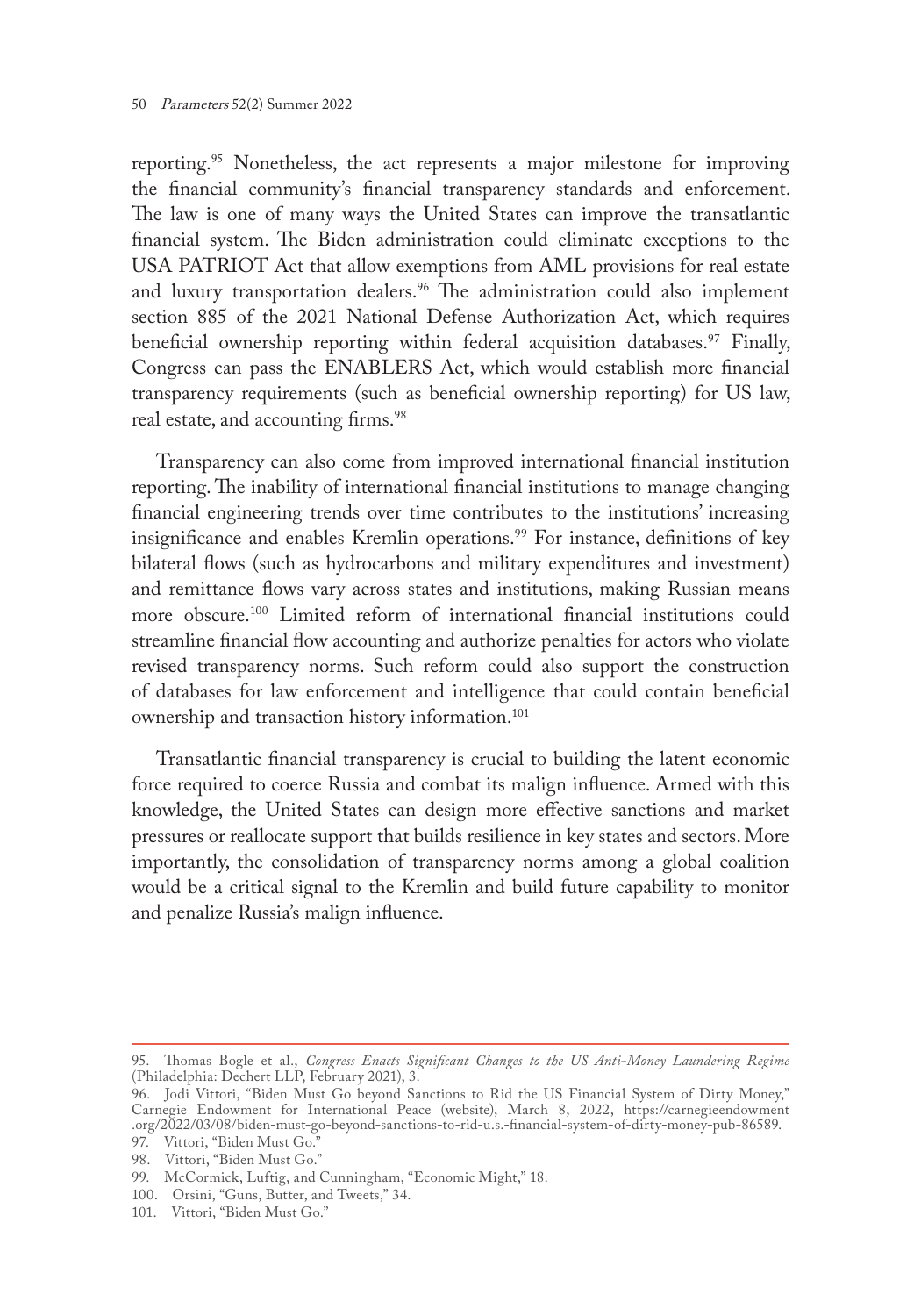reporting.[95] Nonetheless, the act represents a major milestone for improving the financial community's financial transparency standards and enforcement. The law is one of many ways the United States can improve the transatlantic financial system. The Biden administration could eliminate exceptions to the USA PATRIOT Act that allow exemptions from AML provisions for real estate and luxury transportation dealers.[96] The administration could also implement section 885 of the 2021 National Defense Authorization Act, which requires beneficial ownership reporting within federal acquisition databases.[97] Finally, Congress can pass the ENABLERS Act, which would establish more financial transparency requirements (such as beneficial ownership reporting) for US law, real estate, and accounting firms.[98]

Transparency can also come from improved international financial institution reporting. The inability of international financial institutions to manage changing financial engineering trends over time contributes to the institutions' increasing insignificance and enables Kremlin operations.[99] For instance, definitions of key bilateral flows (such as hydrocarbons and military expenditures and investment) and remittance flows vary across states and institutions, making Russian means more obscure.[100] Limited reform of international financial institutions could streamline financial flow accounting and authorize penalties for actors who violate revised transparency norms. Such reform could also support the construction of databases for law enforcement and intelligence that could contain beneficial ownership and transaction history information.[101]

Transatlantic financial transparency is crucial to building the latent economic force required to coerce Russia and combat its malign influence. Armed with this knowledge, the United States can design more effective sanctions and market pressures or reallocate support that builds resilience in key states and sectors. More importantly, the consolidation of transparency norms among a global coalition would be a critical signal to the Kremlin and build future capability to monitor and penalize Russia's malign influence.

---

95. Thomas Bogle et al., *Congress Enacts Significant Changes to the US Anti-Money Laundering Regime* (Philadelphia: Dechert LLP, February 2021), 3.

96. Jodi Vittori, "Biden Must Go beyond Sanctions to Rid the US Financial System of Dirty Money," Carnegie Endowment for International Peace (website), March 8, 2022, https://carnegieendowment.org/2022/03/08/biden-must-go-beyond-sanctions-to-rid-u.s.-financial-system-of-dirty-money-pub-86589.

97. Vittori, "Biden Must Go."

98. Vittori, "Biden Must Go."

99. McCormick, Luftig, and Cunningham, "Economic Might," 18.

100. Orsini, "Guns, Butter, and Tweets," 34.

101. Vittori, "Biden Must Go."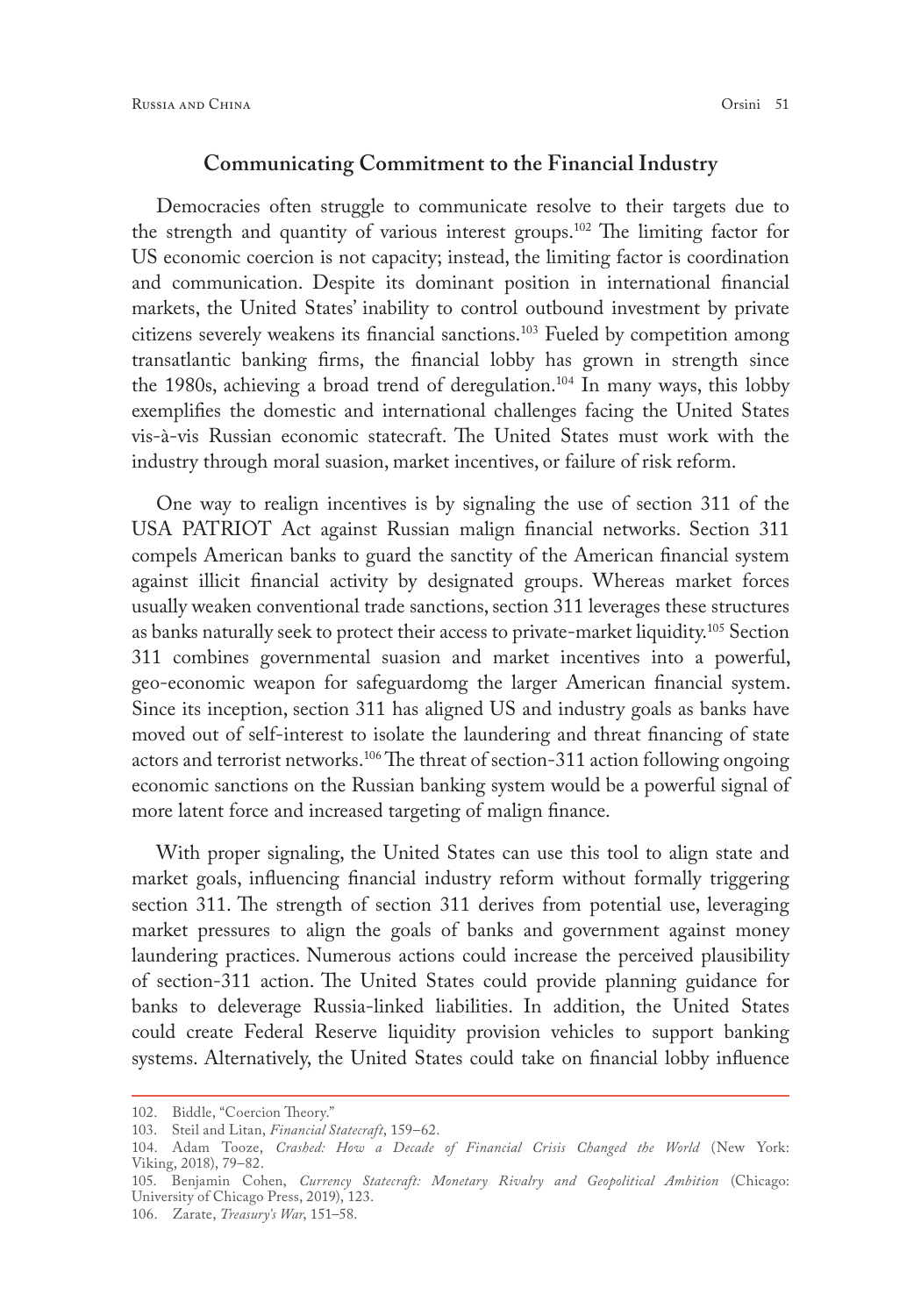## Communicating Commitment to the Financial Industry

Democracies often struggle to communicate resolve to their targets due to the strength and quantity of various interest groups.[102] The limiting factor for US economic coercion is not capacity; instead, the limiting factor is coordination and communication. Despite its dominant position in international financial markets, the United States' inability to control outbound investment by private citizens severely weakens its financial sanctions.[103] Fueled by competition among transatlantic banking firms, the financial lobby has grown in strength since the 1980s, achieving a broad trend of deregulation.[104] In many ways, this lobby exemplifies the domestic and international challenges facing the United States vis-à-vis Russian economic statecraft. The United States must work with the industry through moral suasion, market incentives, or failure of risk reform.

One way to realign incentives is by signaling the use of section 311 of the USA PATRIOT Act against Russian malign financial networks. Section 311 compels American banks to guard the sanctity of the American financial system against illicit financial activity by designated groups. Whereas market forces usually weaken conventional trade sanctions, section 311 leverages these structures as banks naturally seek to protect their access to private-market liquidity.[105] Section 311 combines governmental suasion and market incentives into a powerful, geo-economic weapon for safeguardomg the larger American financial system. Since its inception, section 311 has aligned US and industry goals as banks have moved out of self-interest to isolate the laundering and threat financing of state actors and terrorist networks.[106] The threat of section-311 action following ongoing economic sanctions on the Russian banking system would be a powerful signal of more latent force and increased targeting of malign finance.

With proper signaling, the United States can use this tool to align state and market goals, influencing financial industry reform without formally triggering section 311. The strength of section 311 derives from potential use, leveraging market pressures to align the goals of banks and government against money laundering practices. Numerous actions could increase the perceived plausibility of section-311 action. The United States could provide planning guidance for banks to deleverage Russia-linked liabilities. In addition, the United States could create Federal Reserve liquidity provision vehicles to support banking systems. Alternatively, the United States could take on financial lobby influence

---

102. Biddle, "Coercion Theory."

103. Steil and Litan, *Financial Statecraft*, 159–62.

104. Adam Tooze, *Crashed: How a Decade of Financial Crisis Changed the World* (New York: Viking, 2018), 79–82.

105. Benjamin Cohen, *Currency Statecraft: Monetary Rivalry and Geopolitical Ambition* (Chicago: University of Chicago Press, 2019), 123.

106. Zarate, *Treasury's War*, 151–58.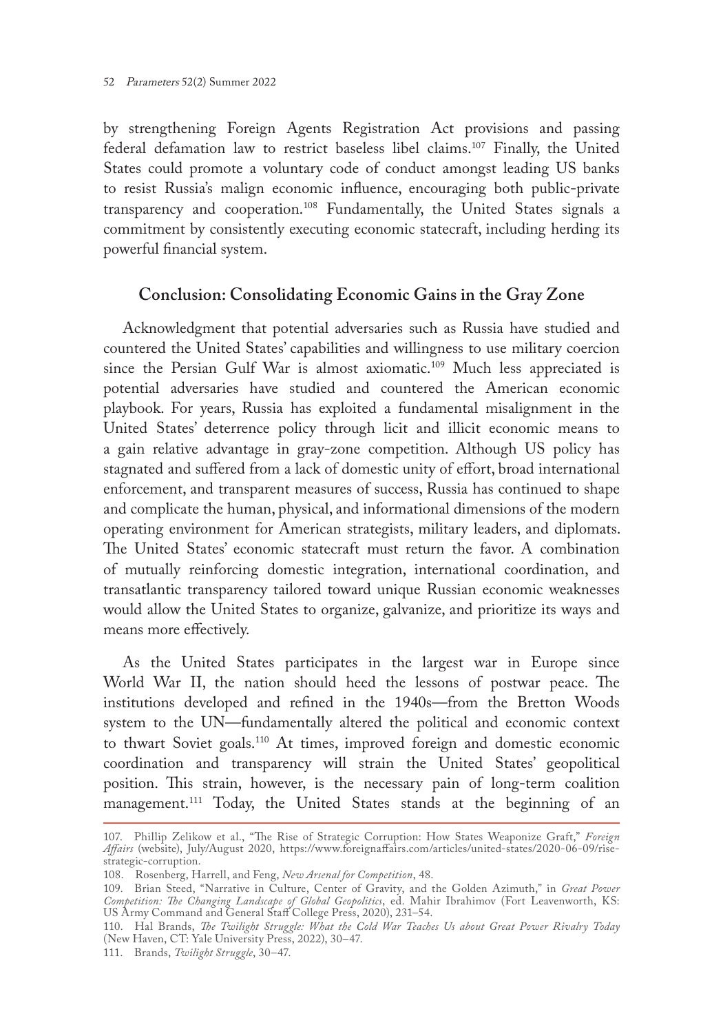by strengthening Foreign Agents Registration Act provisions and passing federal defamation law to restrict baseless libel claims.[107] Finally, the United States could promote a voluntary code of conduct amongst leading US banks to resist Russia's malign economic influence, encouraging both public-private transparency and cooperation.[108] Fundamentally, the United States signals a commitment by consistently executing economic statecraft, including herding its powerful financial system.

## Conclusion: Consolidating Economic Gains in the Gray Zone

Acknowledgment that potential adversaries such as Russia have studied and countered the United States' capabilities and willingness to use military coercion since the Persian Gulf War is almost axiomatic.[109] Much less appreciated is potential adversaries have studied and countered the American economic playbook. For years, Russia has exploited a fundamental misalignment in the United States' deterrence policy through licit and illicit economic means to a gain relative advantage in gray-zone competition. Although US policy has stagnated and suffered from a lack of domestic unity of effort, broad international enforcement, and transparent measures of success, Russia has continued to shape and complicate the human, physical, and informational dimensions of the modern operating environment for American strategists, military leaders, and diplomats. The United States' economic statecraft must return the favor. A combination of mutually reinforcing domestic integration, international coordination, and transatlantic transparency tailored toward unique Russian economic weaknesses would allow the United States to organize, galvanize, and prioritize its ways and means more effectively.

As the United States participates in the largest war in Europe since World War II, the nation should heed the lessons of postwar peace. The institutions developed and refined in the 1940s—from the Bretton Woods system to the UN—fundamentally altered the political and economic context to thwart Soviet goals.[110] At times, improved foreign and domestic economic coordination and transparency will strain the United States' geopolitical position. This strain, however, is the necessary pain of long-term coalition management.[111] Today, the United States stands at the beginning of an

---

107. Phillip Zelikow et al., "The Rise of Strategic Corruption: How States Weaponize Graft," *Foreign Affairs* (website), July/August 2020, https://www.foreignaffairs.com/articles/united-states/2020-06-09/rise-strategic-corruption.

108. Rosenberg, Harrell, and Feng, *New Arsenal for Competition*, 48.

109. Brian Steed, "Narrative in Culture, Center of Gravity, and the Golden Azimuth," in *Great Power Competition: The Changing Landscape of Global Geopolitics*, ed. Mahir Ibrahimov (Fort Leavenworth, KS: US Army Command and General Staff College Press, 2020), 231–54.

110. Hal Brands, *The Twilight Struggle: What the Cold War Teaches Us about Great Power Rivalry Today* (New Haven, CT: Yale University Press, 2022), 30–47.

111. Brands, *Twilight Struggle*, 30–47.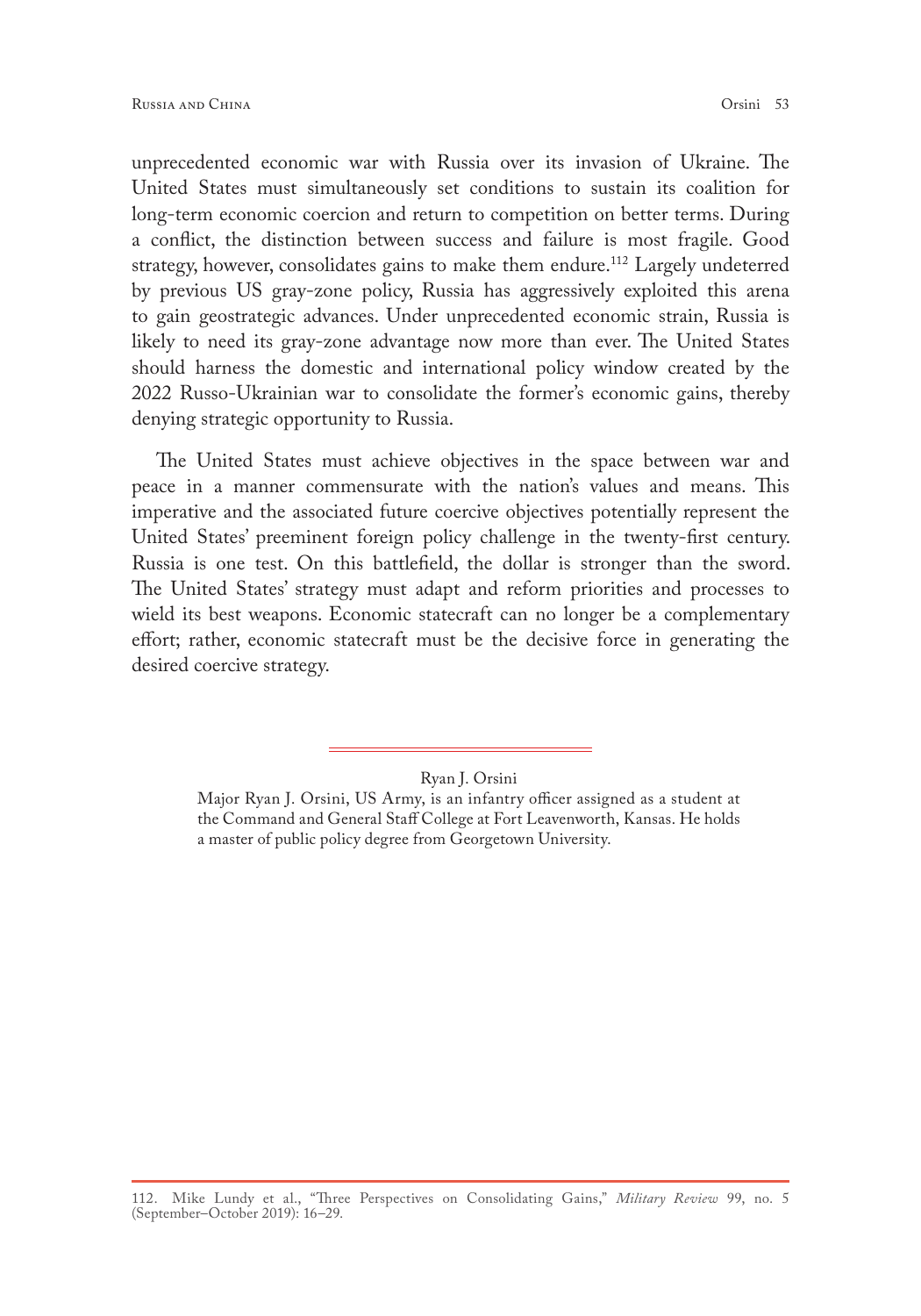unprecedented economic war with Russia over its invasion of Ukraine. The United States must simultaneously set conditions to sustain its coalition for long-term economic coercion and return to competition on better terms. During a conflict, the distinction between success and failure is most fragile. Good strategy, however, consolidates gains to make them endure.[112] Largely undeterred by previous US gray-zone policy, Russia has aggressively exploited this arena to gain geostrategic advances. Under unprecedented economic strain, Russia is likely to need its gray-zone advantage now more than ever. The United States should harness the domestic and international policy window created by the 2022 Russo-Ukrainian war to consolidate the former's economic gains, thereby denying strategic opportunity to Russia.

The United States must achieve objectives in the space between war and peace in a manner commensurate with the nation's values and means. This imperative and the associated future coercive objectives potentially represent the United States' preeminent foreign policy challenge in the twenty-first century. Russia is one test. On this battlefield, the dollar is stronger than the sword. The United States' strategy must adapt and reform priorities and processes to wield its best weapons. Economic statecraft can no longer be a complementary effort; rather, economic statecraft must be the decisive force in generating the desired coercive strategy.

---

Ryan J. Orsini

Major Ryan J. Orsini, US Army, is an infantry officer assigned as a student at the Command and General Staff College at Fort Leavenworth, Kansas. He holds a master of public policy degree from Georgetown University.

---

112. Mike Lundy et al., "Three Perspectives on Consolidating Gains," *Military Review* 99, no. 5 (September–October 2019): 16–29.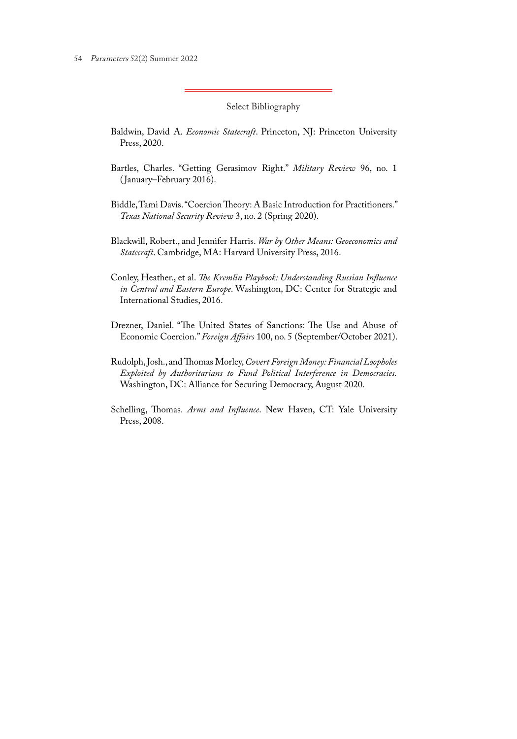## Select Bibliography

Baldwin, David A. *Economic Statecraft*. Princeton, NJ: Princeton University Press, 2020.

Bartles, Charles. "Getting Gerasimov Right." *Military Review* 96, no. 1 (January–February 2016).

Biddle, Tami Davis. "Coercion Theory: A Basic Introduction for Practitioners." *Texas National Security Review* 3, no. 2 (Spring 2020).

Blackwill, Robert., and Jennifer Harris. *War by Other Means: Geoeconomics and Statecraft*. Cambridge, MA: Harvard University Press, 2016.

Conley, Heather., et al. *The Kremlin Playbook: Understanding Russian Influence in Central and Eastern Europe*. Washington, DC: Center for Strategic and International Studies, 2016.

Drezner, Daniel. "The United States of Sanctions: The Use and Abuse of Economic Coercion." *Foreign Affairs* 100, no. 5 (September/October 2021).

Rudolph, Josh., and Thomas Morley, *Covert Foreign Money: Financial Loopholes Exploited by Authoritarians to Fund Political Interference in Democracies.* Washington, DC: Alliance for Securing Democracy, August 2020.

Schelling, Thomas. *Arms and Influence*. New Haven, CT: Yale University Press, 2008.